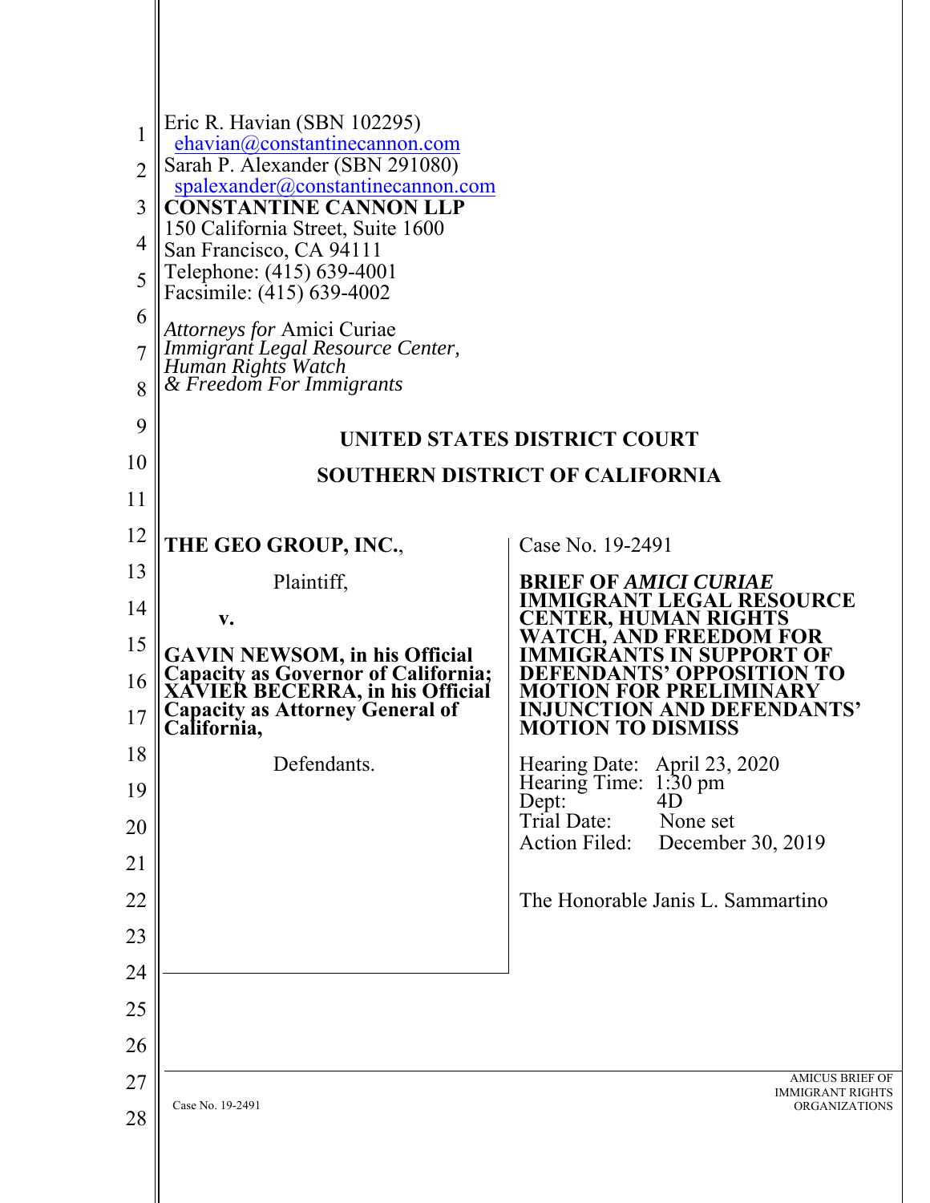Eric R. Havian (SBN 102295)
ehavian@constantinecannon.com
Sarah P. Alexander (SBN 291080)
spalexander@constantinecannon.com
**CONSTANTINE CANNON LLP**
150 California Street, Suite 1600
San Francisco, CA 94111
Telephone: (415) 639-4001
Facsimile: (415) 639-4002

*Attorneys for* Amici Curiae
*Immigrant Legal Resource Center,*
*Human Rights Watch*
*& Freedom For Immigrants*

**UNITED STATES DISTRICT COURT**

**SOUTHERN DISTRICT OF CALIFORNIA**

**THE GEO GROUP, INC.**,

Plaintiff,

**v.**

**GAVIN NEWSOM, in his Official Capacity as Governor of California; XAVIER BECERRA, in his Official Capacity as Attorney General of California,**

Defendants.

Case No. 19-2491

**BRIEF OF *AMICI CURIAE* IMMIGRANT LEGAL RESOURCE CENTER, HUMAN RIGHTS WATCH, AND FREEDOM FOR IMMIGRANTS IN SUPPORT OF DEFENDANTS' OPPOSITION TO MOTION FOR PRELIMINARY INJUNCTION AND DEFENDANTS' MOTION TO DISMISS**

Hearing Date: April 23, 2020
Hearing Time: 1:30 pm
Dept: 4D
Trial Date: None set
Action Filed: December 30, 2019

The Honorable Janis L. Sammartino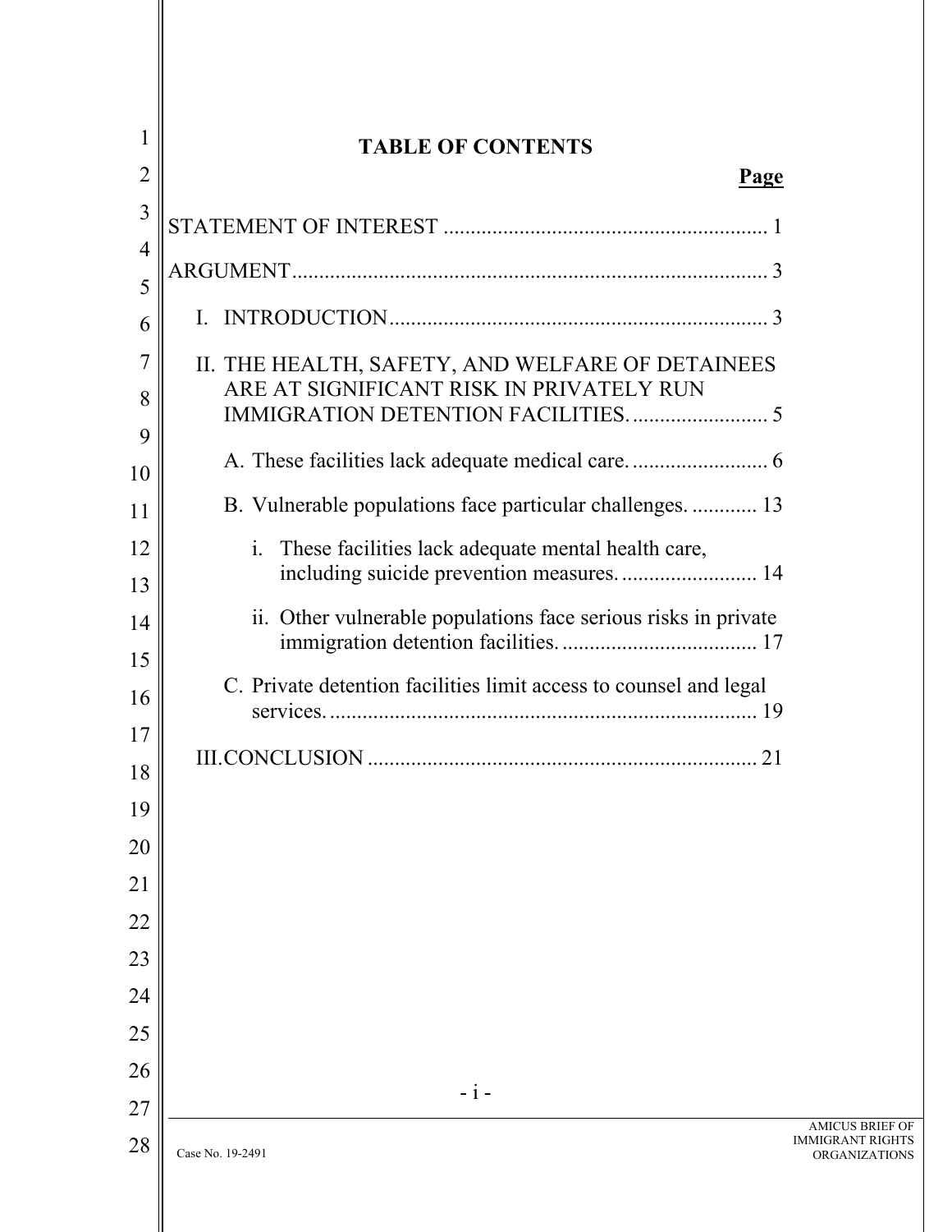# TABLE OF CONTENTS

**Page**

STATEMENT OF INTEREST .......................................................... 1

ARGUMENT ...................................................................................... 3

I. INTRODUCTION ..................................................................... 3

II. THE HEALTH, SAFETY, AND WELFARE OF DETAINEES ARE AT SIGNIFICANT RISK IN PRIVATELY RUN IMMIGRATION DETENTION FACILITIES. ......................... 5

A. These facilities lack adequate medical care. ......................... 6

B. Vulnerable populations face particular challenges. ............ 13

i. These facilities lack adequate mental health care, including suicide prevention measures. ......................... 14

ii. Other vulnerable populations face serious risks in private immigration detention facilities. .................................... 17

C. Private detention facilities limit access to counsel and legal services. ............................................................................. 19

III. CONCLUSION ....................................................................... 21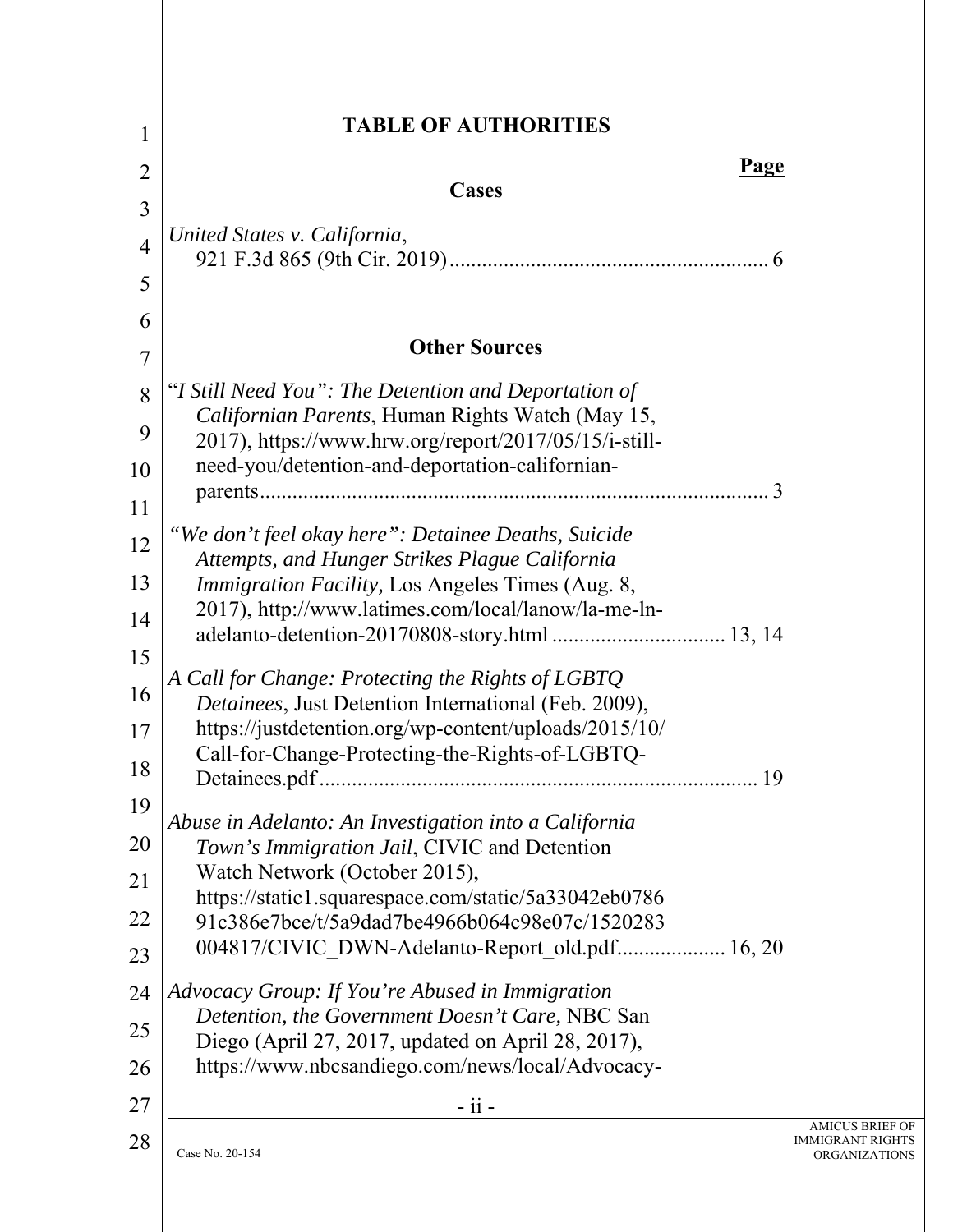# TABLE OF AUTHORITIES

**Page**

## Cases

*United States v. California*,
921 F.3d 865 (9th Cir. 2019) .......................................................... 6

## Other Sources

"*I Still Need You": The Detention and Deportation of Californian Parents*, Human Rights Watch (May 15, 2017), https://www.hrw.org/report/2017/05/15/i-still-need-you/detention-and-deportation-californian-parents ............................................................................................ 3

*"We don't feel okay here": Detainee Deaths, Suicide Attempts, and Hunger Strikes Plague California Immigration Facility,* Los Angeles Times (Aug. 8, 2017), http://www.latimes.com/local/lanow/la-me-ln-adelanto-detention-20170808-story.html ............................... 13, 14

*A Call for Change: Protecting the Rights of LGBTQ Detainees*, Just Detention International (Feb. 2009), https://justdetention.org/wp-content/uploads/2015/10/Call-for-Change-Protecting-the-Rights-of-LGBTQ-Detainees.pdf ................................................................................ 19

*Abuse in Adelanto: An Investigation into a California Town's Immigration Jail*, CIVIC and Detention Watch Network (October 2015), https://static1.squarespace.com/static/5a33042eb078691c386e7bce/t/5a9dad7be4966b064c98e07c/1520283004817/CIVIC_DWN-Adelanto-Report_old.pdf................... 16, 20

*Advocacy Group: If You're Abused in Immigration Detention, the Government Doesn't Care,* NBC San Diego (April 27, 2017, updated on April 28, 2017), https://www.nbcsandiego.com/news/local/Advocacy-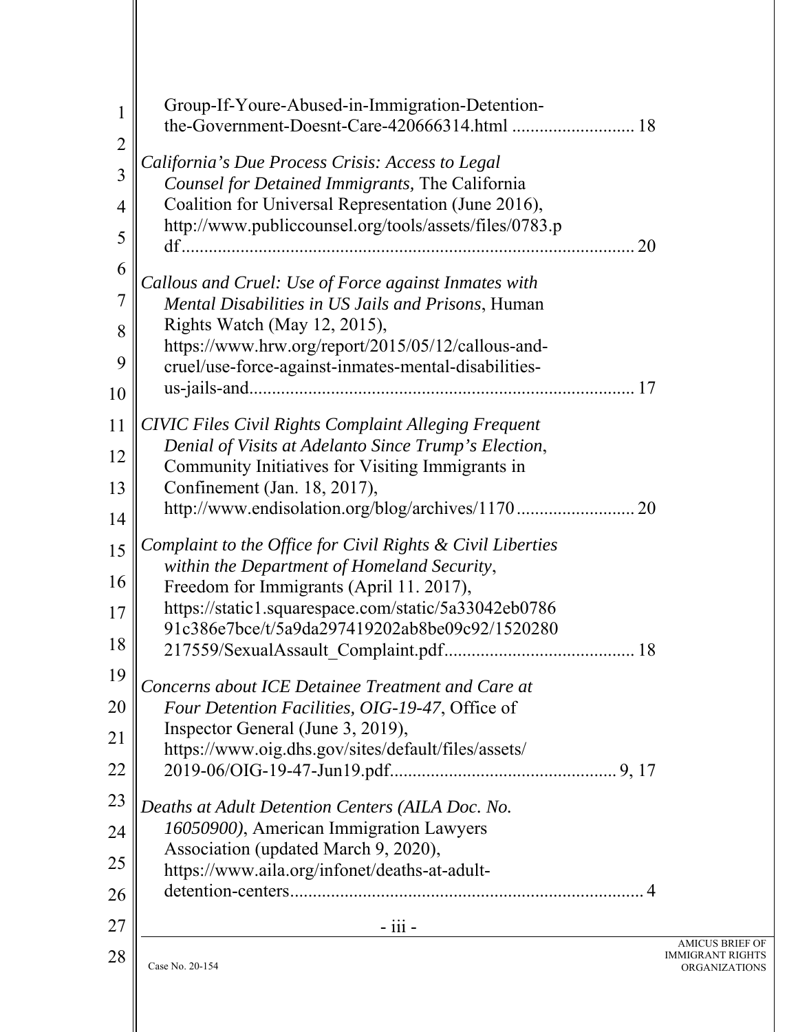Group-If-Youre-Abused-in-Immigration-Detention-the-Government-Doesnt-Care-420666314.html .......................... 18

*California's Due Process Crisis: Access to Legal Counsel for Detained Immigrants,* The California Coalition for Universal Representation (June 2016), http://www.publiccounsel.org/tools/assets/files/0783.pdf .................................................................................... 20

*Callous and Cruel: Use of Force against Inmates with Mental Disabilities in US Jails and Prisons*, Human Rights Watch (May 12, 2015), https://www.hrw.org/report/2015/05/12/callous-and-cruel/use-force-against-inmates-mental-disabilities-us-jails-and.................................................................................... 17

*CIVIC Files Civil Rights Complaint Alleging Frequent Denial of Visits at Adelanto Since Trump's Election*, Community Initiatives for Visiting Immigrants in Confinement (Jan. 18, 2017), http://www.endisolation.org/blog/archives/1170 .......................... 20

*Complaint to the Office for Civil Rights & Civil Liberties within the Department of Homeland Security*, Freedom for Immigrants (April 11. 2017), https://static1.squarespace.com/static/5a33042eb078691c386e7bce/t/5a9da297419202ab8be09c92/1520280217559/SexualAssault_Complaint.pdf.......................................... 18

*Concerns about ICE Detainee Treatment and Care at Four Detention Facilities, OIG-19-47*, Office of Inspector General (June 3, 2019), https://www.oig.dhs.gov/sites/default/files/assets/2019-06/OIG-19-47-Jun19.pdf................................................. 9, 17

*Deaths at Adult Detention Centers (AILA Doc. No. 16050900)*, American Immigration Lawyers Association (updated March 9, 2020), https://www.aila.org/infonet/deaths-at-adult-detention-centers............................................................................. 4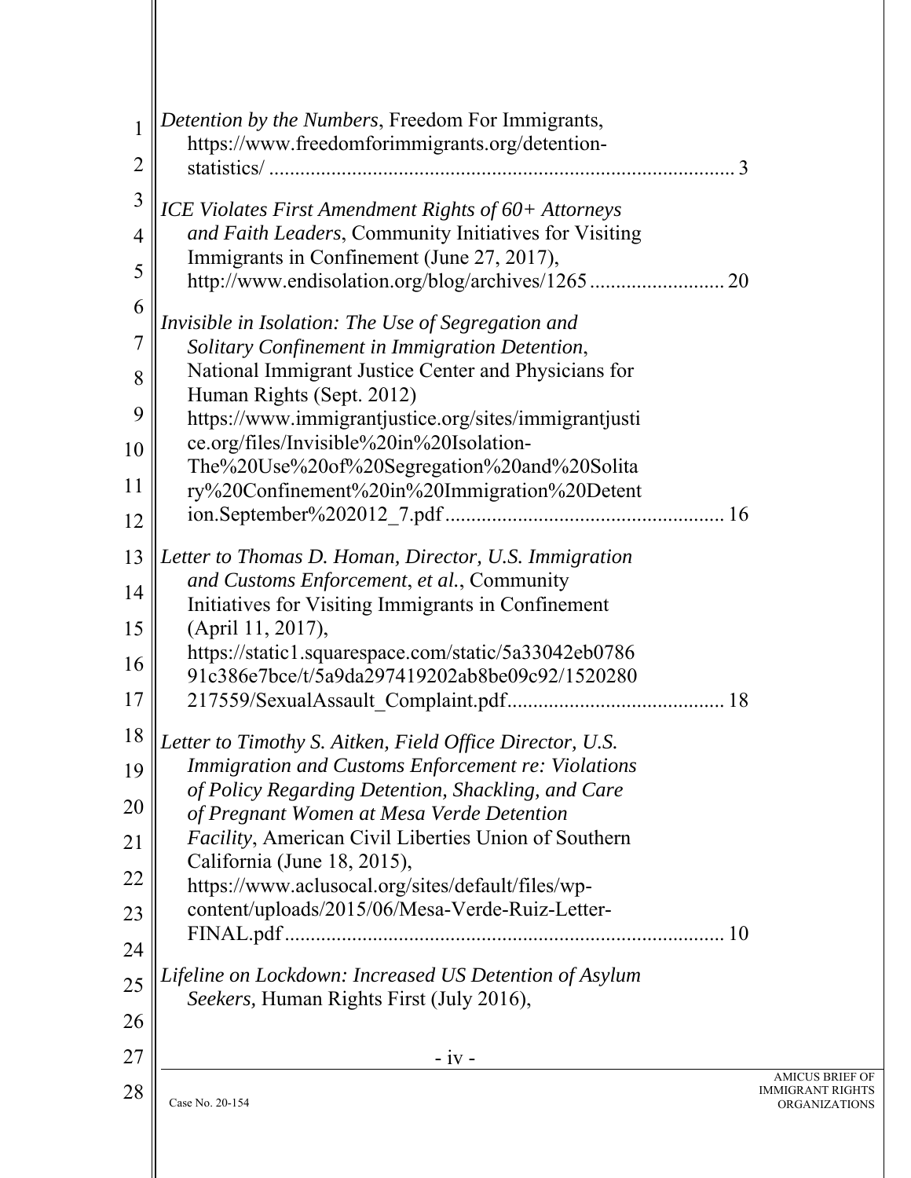*Detention by the Numbers*, Freedom For Immigrants, https://www.freedomforimmigrants.org/detention-statistics/ ........................................................................................ 3

*ICE Violates First Amendment Rights of 60+ Attorneys and Faith Leaders*, Community Initiatives for Visiting Immigrants in Confinement (June 27, 2017), http://www.endisolation.org/blog/archives/1265 ......................... 20

*Invisible in Isolation: The Use of Segregation and Solitary Confinement in Immigration Detention*, National Immigrant Justice Center and Physicians for Human Rights (Sept. 2012) https://www.immigrantjustice.org/sites/immigrantjustice.org/files/Invisible%20in%20Isolation-The%20Use%20of%20Segregation%20and%20Solitary%20Confinement%20in%20Immigration%20Detention.September%202012_7.pdf ..................................................... 16

*Letter to Thomas D. Homan, Director, U.S. Immigration and Customs Enforcement*, *et al.*, Community Initiatives for Visiting Immigrants in Confinement (April 11, 2017), https://static1.squarespace.com/static/5a33042eb078691c386e7bce/t/5a9da297419202ab8be09c92/1520280217559/SexualAssault_Complaint.pdf......................................... 18

*Letter to Timothy S. Aitken, Field Office Director, U.S. Immigration and Customs Enforcement re: Violations of Policy Regarding Detention, Shackling, and Care of Pregnant Women at Mesa Verde Detention Facility*, American Civil Liberties Union of Southern California (June 18, 2015), https://www.aclusocal.org/sites/default/files/wp-content/uploads/2015/06/Mesa-Verde-Ruiz-Letter-FINAL.pdf .................................................................................... 10

*Lifeline on Lockdown: Increased US Detention of Asylum Seekers,* Human Rights First (July 2016),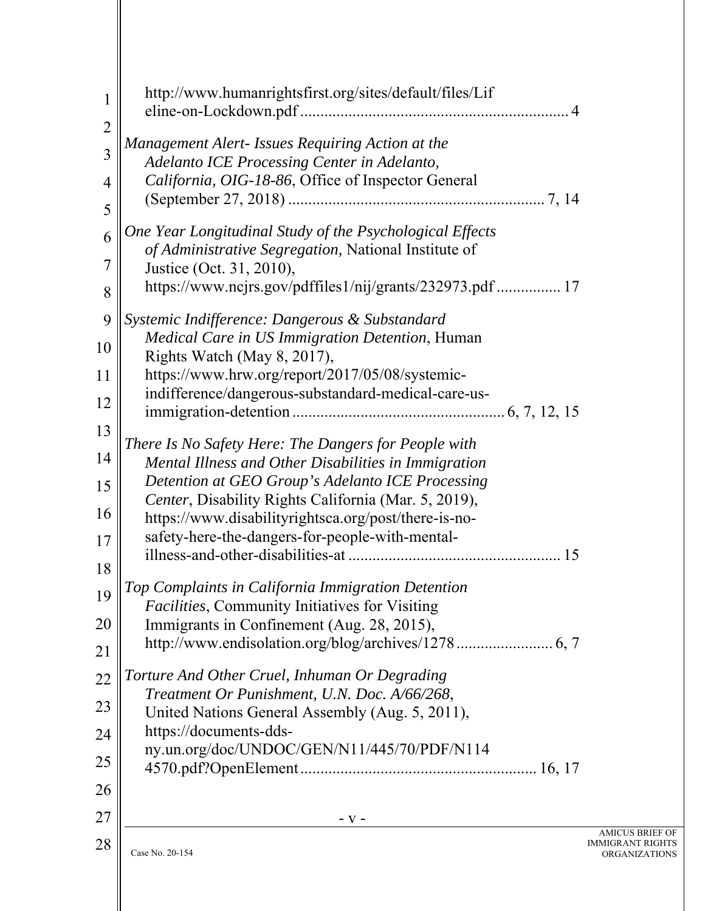http://www.humanrightsfirst.org/sites/default/files/Lifeline-on-Lockdown.pdf .................................................................. 4

*Management Alert- Issues Requiring Action at the Adelanto ICE Processing Center in Adelanto, California, OIG-18-86*, Office of Inspector General (September 27, 2018) ............................................................... 7, 14

*One Year Longitudinal Study of the Psychological Effects of Administrative Segregation*, National Institute of Justice (Oct. 31, 2010), https://www.ncjrs.gov/pdffiles1/nij/grants/232973.pdf ................ 17

*Systemic Indifference: Dangerous & Substandard Medical Care in US Immigration Detention*, Human Rights Watch (May 8, 2017), https://www.hrw.org/report/2017/05/08/systemic-indifference/dangerous-substandard-medical-care-us-immigration-detention .................................................... 6, 7, 12, 15

*There Is No Safety Here: The Dangers for People with Mental Illness and Other Disabilities in Immigration Detention at GEO Group's Adelanto ICE Processing Center*, Disability Rights California (Mar. 5, 2019), https://www.disabilityrightsca.org/post/there-is-no-safety-here-the-dangers-for-people-with-mental-illness-and-other-disabilities-at .................................................... 15

*Top Complaints in California Immigration Detention Facilities*, Community Initiatives for Visiting Immigrants in Confinement (Aug. 28, 2015), http://www.endisolation.org/blog/archives/1278 ........................ 6, 7

*Torture And Other Cruel, Inhuman Or Degrading Treatment Or Punishment, U.N. Doc. A/66/268*, United Nations General Assembly (Aug. 5, 2011), https://documents-dds-ny.un.org/doc/UNDOC/GEN/N11/445/70/PDF/N1144570.pdf?OpenElement.......................................................... 16, 17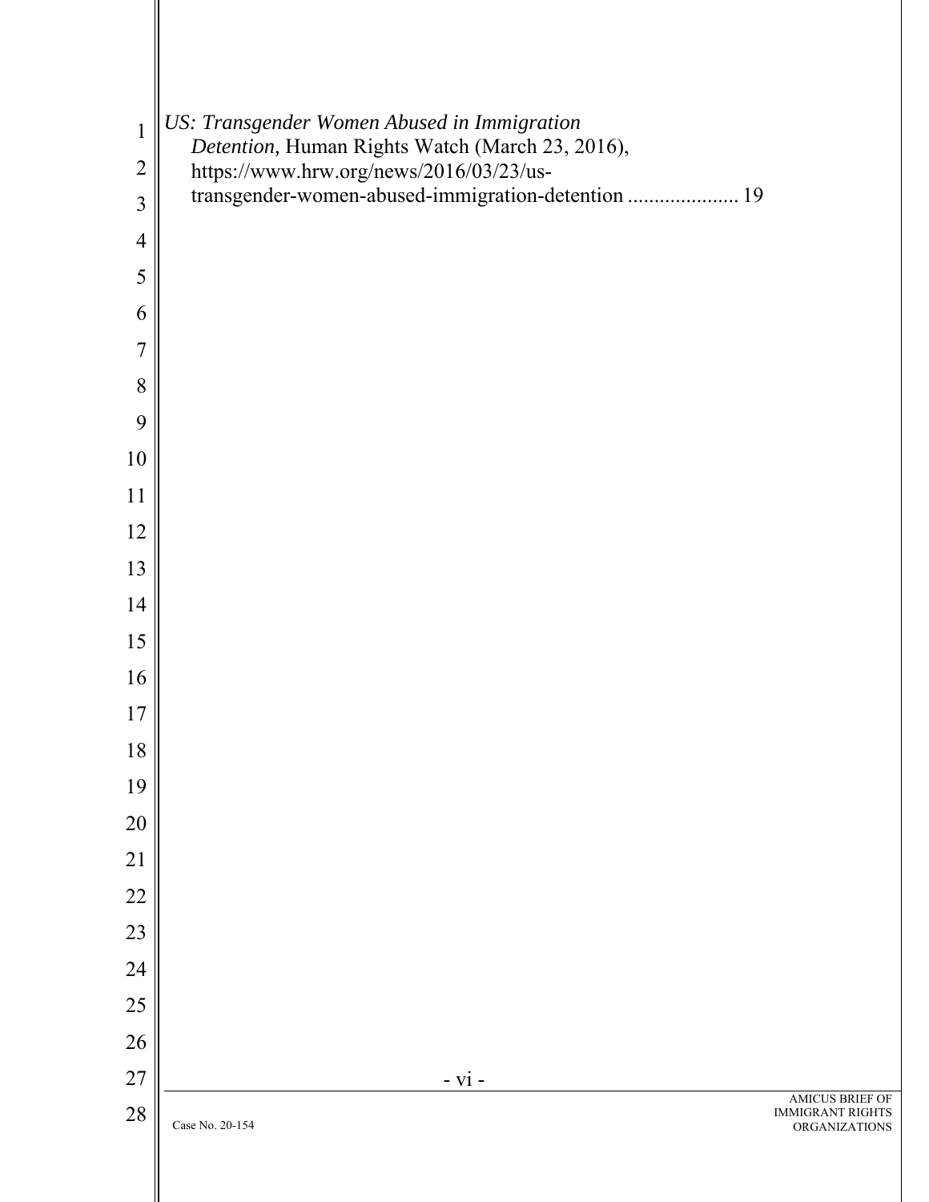*US: Transgender Women Abused in Immigration Detention*, Human Rights Watch (March 23, 2016), https://www.hrw.org/news/2016/03/23/us-transgender-women-abused-immigration-detention ..................... 19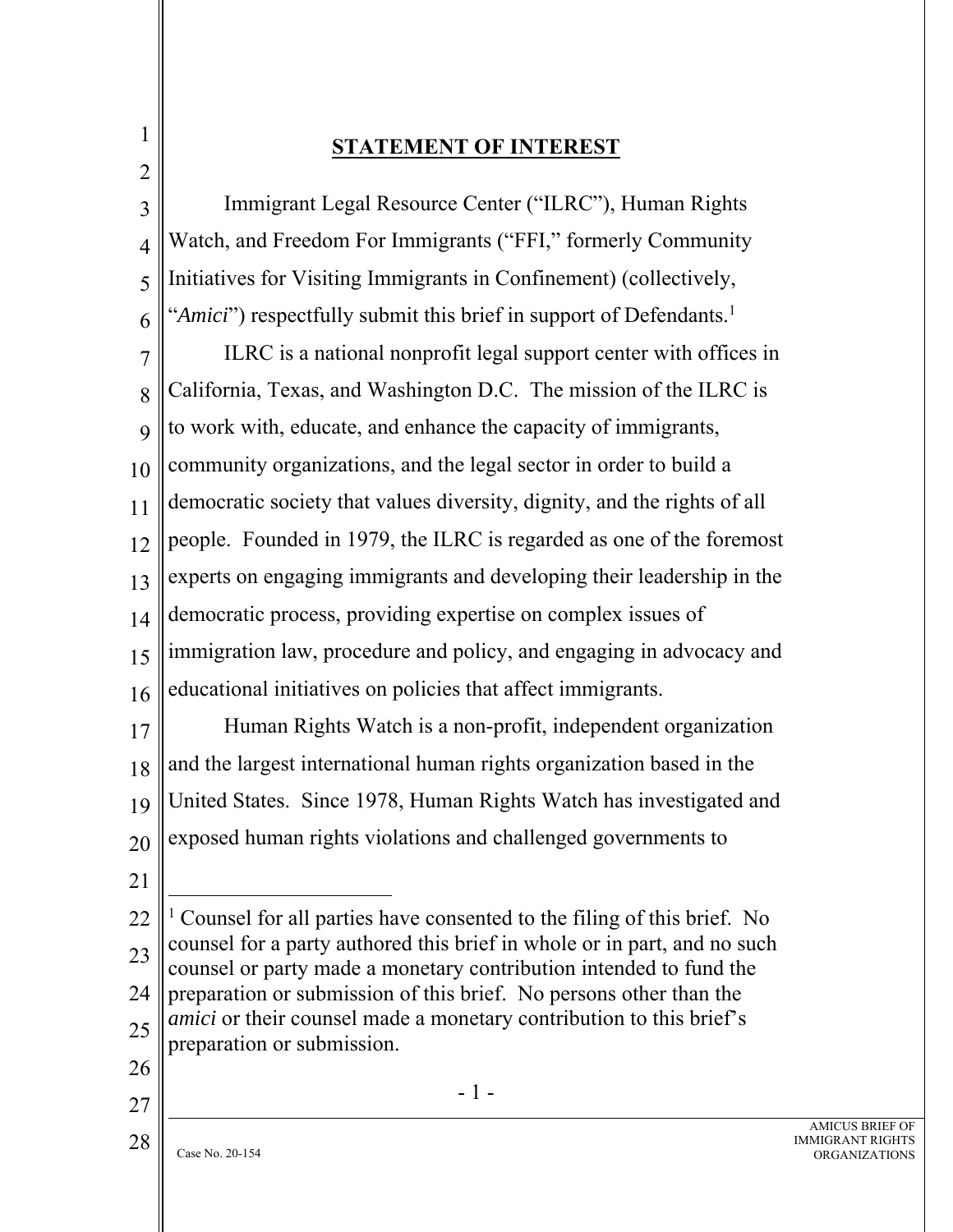## STATEMENT OF INTEREST

Immigrant Legal Resource Center ("ILRC"), Human Rights Watch, and Freedom For Immigrants ("FFI," formerly Community Initiatives for Visiting Immigrants in Confinement) (collectively, "*Amici*") respectfully submit this brief in support of Defendants.[1]

ILRC is a national nonprofit legal support center with offices in California, Texas, and Washington D.C. The mission of the ILRC is to work with, educate, and enhance the capacity of immigrants, community organizations, and the legal sector in order to build a democratic society that values diversity, dignity, and the rights of all people. Founded in 1979, the ILRC is regarded as one of the foremost experts on engaging immigrants and developing their leadership in the democratic process, providing expertise on complex issues of immigration law, procedure and policy, and engaging in advocacy and educational initiatives on policies that affect immigrants.

Human Rights Watch is a non-profit, independent organization and the largest international human rights organization based in the United States. Since 1978, Human Rights Watch has investigated and exposed human rights violations and challenged governments to

---

[1] Counsel for all parties have consented to the filing of this brief. No counsel for a party authored this brief in whole or in part, and no such counsel or party made a monetary contribution intended to fund the preparation or submission of this brief. No persons other than the *amici* or their counsel made a monetary contribution to this brief's preparation or submission.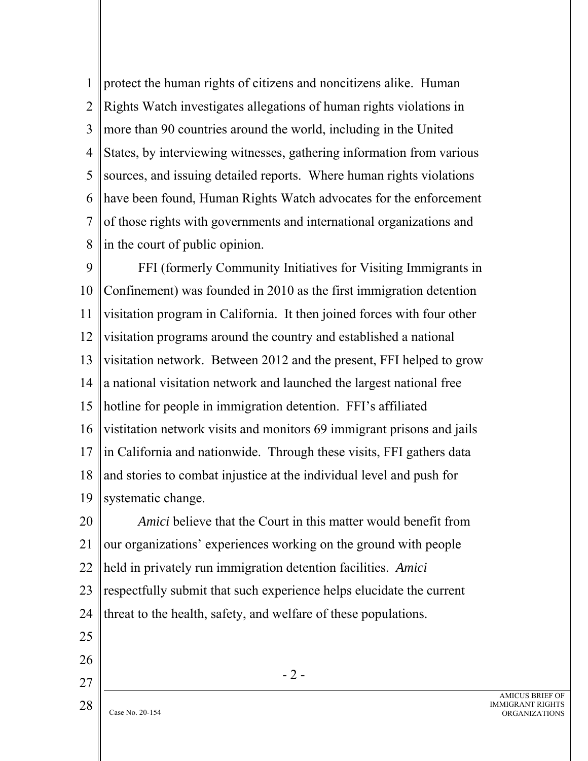protect the human rights of citizens and noncitizens alike. Human Rights Watch investigates allegations of human rights violations in more than 90 countries around the world, including in the United States, by interviewing witnesses, gathering information from various sources, and issuing detailed reports. Where human rights violations have been found, Human Rights Watch advocates for the enforcement of those rights with governments and international organizations and in the court of public opinion.

FFI (formerly Community Initiatives for Visiting Immigrants in Confinement) was founded in 2010 as the first immigration detention visitation program in California. It then joined forces with four other visitation programs around the country and established a national visitation network. Between 2012 and the present, FFI helped to grow a national visitation network and launched the largest national free hotline for people in immigration detention. FFI's affiliated vistitation network visits and monitors 69 immigrant prisons and jails in California and nationwide. Through these visits, FFI gathers data and stories to combat injustice at the individual level and push for systematic change.

*Amici* believe that the Court in this matter would benefit from our organizations' experiences working on the ground with people held in privately run immigration detention facilities. *Amici* respectfully submit that such experience helps elucidate the current threat to the health, safety, and welfare of these populations.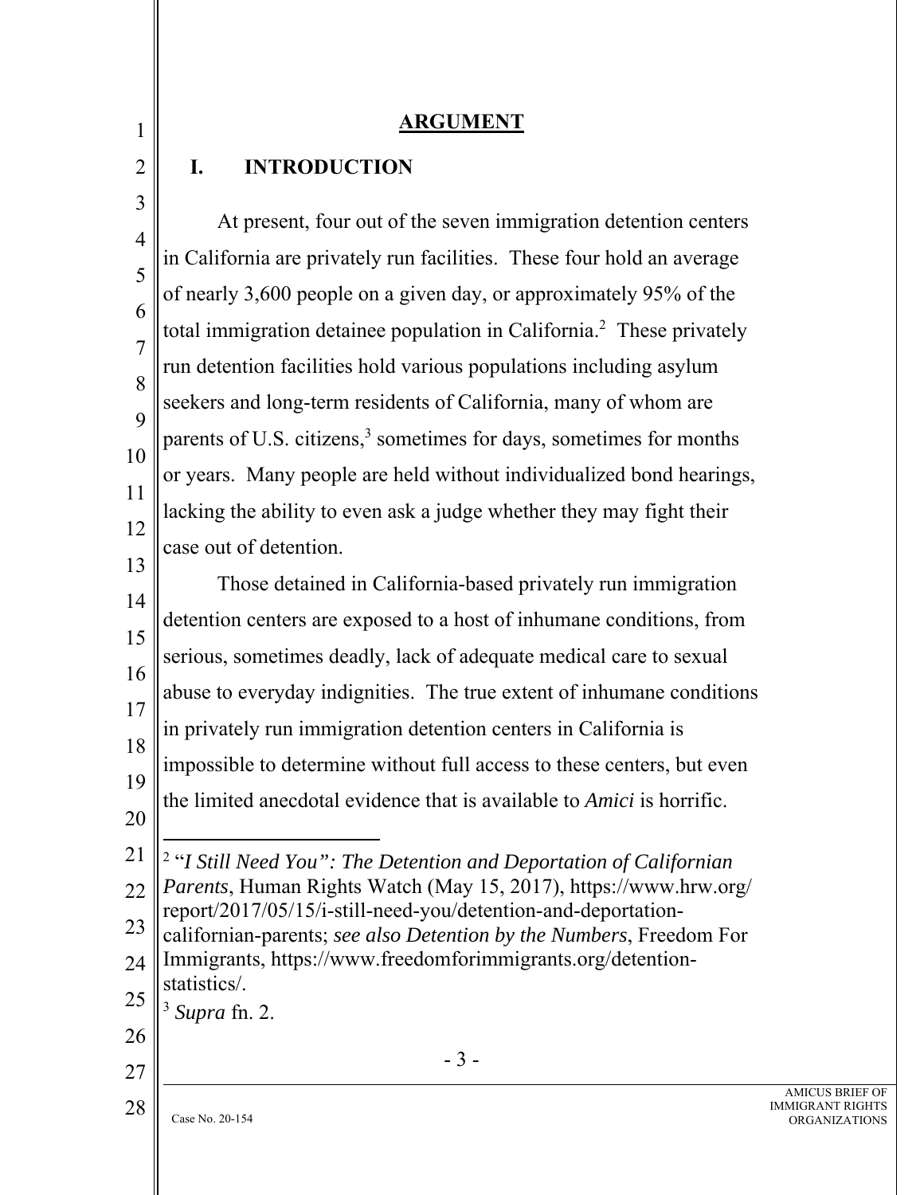# ARGUMENT

## I. INTRODUCTION

At present, four out of the seven immigration detention centers in California are privately run facilities. These four hold an average of nearly 3,600 people on a given day, or approximately 95% of the total immigration detainee population in California.[2] These privately run detention facilities hold various populations including asylum seekers and long-term residents of California, many of whom are parents of U.S. citizens,[3] sometimes for days, sometimes for months or years. Many people are held without individualized bond hearings, lacking the ability to even ask a judge whether they may fight their case out of detention.

Those detained in California-based privately run immigration detention centers are exposed to a host of inhumane conditions, from serious, sometimes deadly, lack of adequate medical care to sexual abuse to everyday indignities. The true extent of inhumane conditions in privately run immigration detention centers in California is impossible to determine without full access to these centers, but even the limited anecdotal evidence that is available to *Amici* is horrific.

---

[2] "*I Still Need You": The Detention and Deportation of Californian Parents*, Human Rights Watch (May 15, 2017), https://www.hrw.org/report/2017/05/15/i-still-need-you/detention-and-deportation-californian-parents; *see also Detention by the Numbers*, Freedom For Immigrants, https://www.freedomforimmigrants.org/detention-statistics/.

[3] *Supra* fn. 2.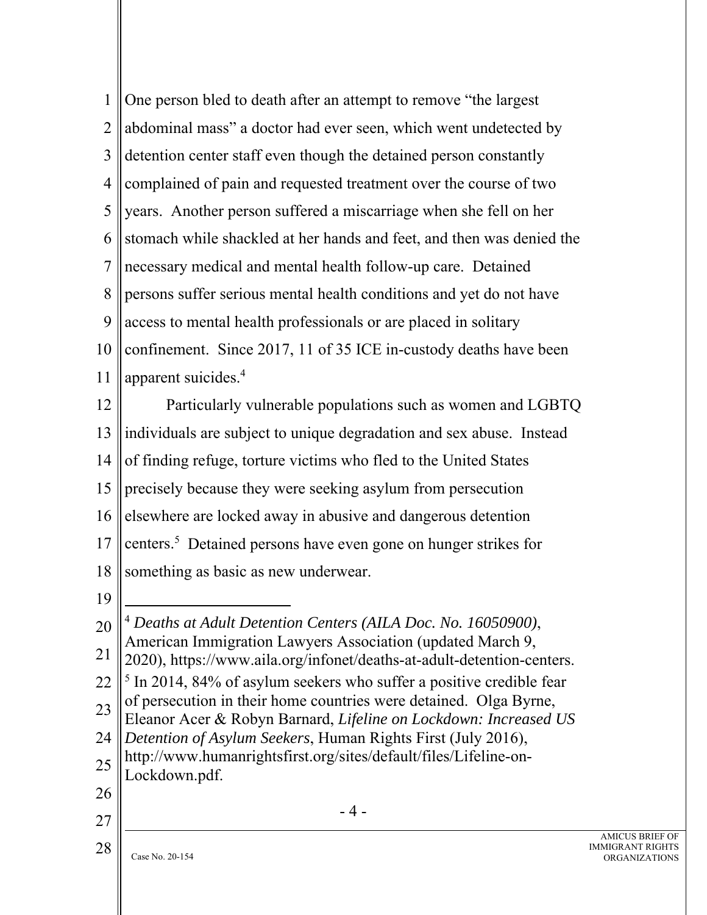One person bled to death after an attempt to remove "the largest abdominal mass" a doctor had ever seen, which went undetected by detention center staff even though the detained person constantly complained of pain and requested treatment over the course of two years. Another person suffered a miscarriage when she fell on her stomach while shackled at her hands and feet, and then was denied the necessary medical and mental health follow-up care. Detained persons suffer serious mental health conditions and yet do not have access to mental health professionals or are placed in solitary confinement. Since 2017, 11 of 35 ICE in-custody deaths have been apparent suicides.[4]

Particularly vulnerable populations such as women and LGBTQ individuals are subject to unique degradation and sex abuse. Instead of finding refuge, torture victims who fled to the United States precisely because they were seeking asylum from persecution elsewhere are locked away in abusive and dangerous detention centers.[5] Detained persons have even gone on hunger strikes for something as basic as new underwear.

---

[4] *Deaths at Adult Detention Centers (AILA Doc. No. 16050900)*, American Immigration Lawyers Association (updated March 9, 2020), https://www.aila.org/infonet/deaths-at-adult-detention-centers.

[5] In 2014, 84% of asylum seekers who suffer a positive credible fear of persecution in their home countries were detained. Olga Byrne, Eleanor Acer & Robyn Barnard, *Lifeline on Lockdown: Increased US Detention of Asylum Seekers*, Human Rights First (July 2016), http://www.humanrightsfirst.org/sites/default/files/Lifeline-on-Lockdown.pdf.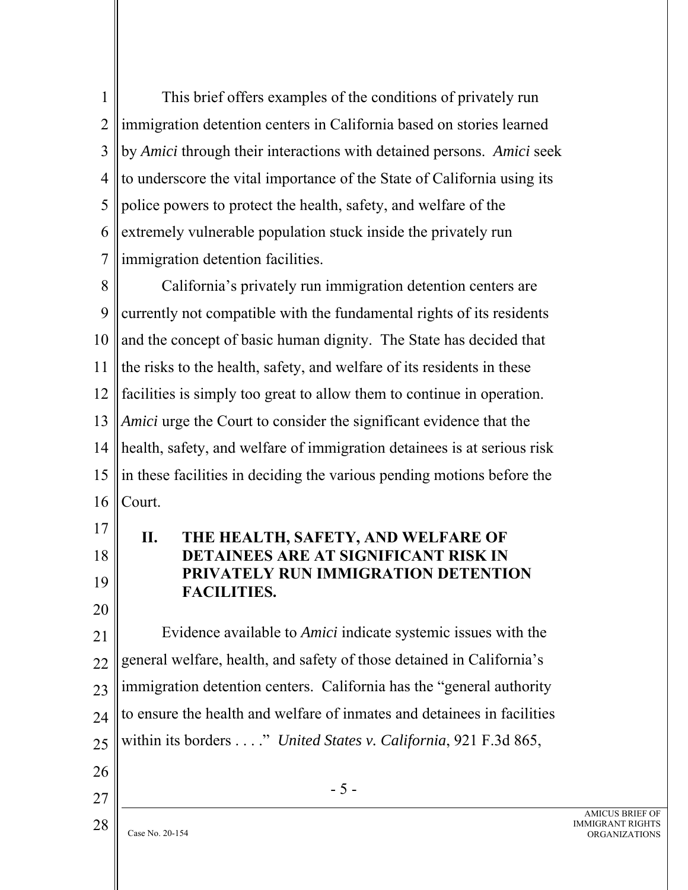This brief offers examples of the conditions of privately run immigration detention centers in California based on stories learned by *Amici* through their interactions with detained persons. *Amici* seek to underscore the vital importance of the State of California using its police powers to protect the health, safety, and welfare of the extremely vulnerable population stuck inside the privately run immigration detention facilities.

California's privately run immigration detention centers are currently not compatible with the fundamental rights of its residents and the concept of basic human dignity. The State has decided that the risks to the health, safety, and welfare of its residents in these facilities is simply too great to allow them to continue in operation. *Amici* urge the Court to consider the significant evidence that the health, safety, and welfare of immigration detainees is at serious risk in these facilities in deciding the various pending motions before the Court.

## II. THE HEALTH, SAFETY, AND WELFARE OF DETAINEES ARE AT SIGNIFICANT RISK IN PRIVATELY RUN IMMIGRATION DETENTION FACILITIES.

Evidence available to *Amici* indicate systemic issues with the general welfare, health, and safety of those detained in California's immigration detention centers. California has the "general authority to ensure the health and welfare of inmates and detainees in facilities within its borders . . . ." *United States v. California*, 921 F.3d 865,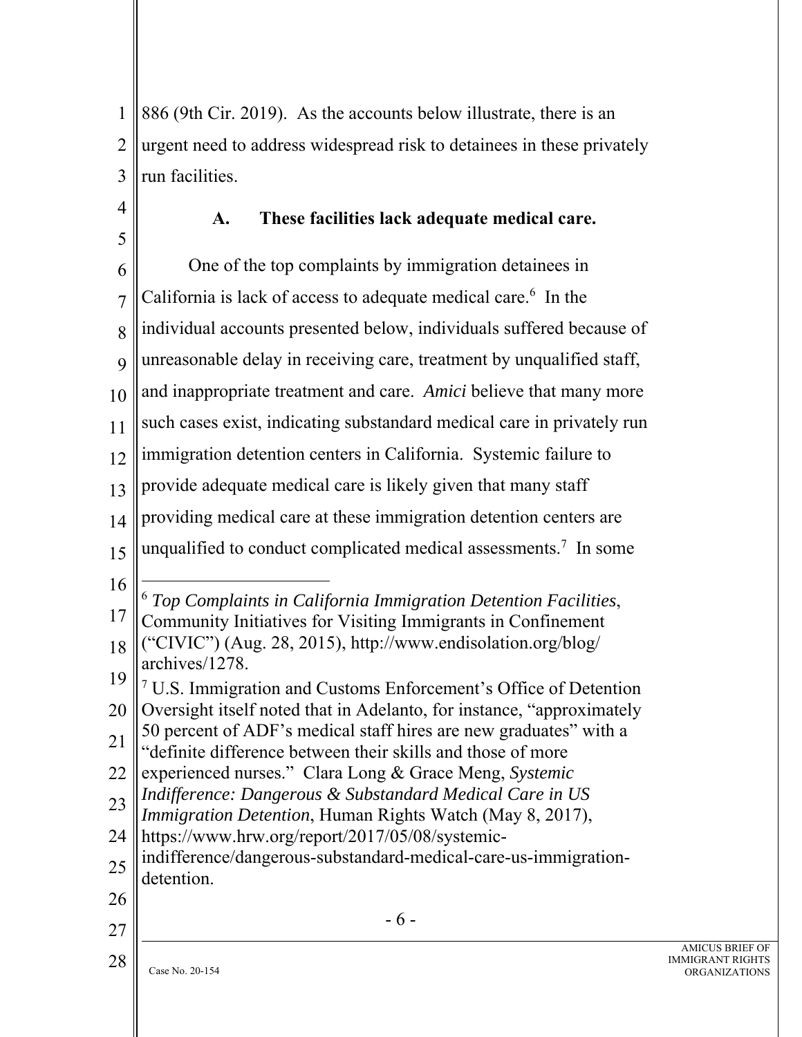886 (9th Cir. 2019). As the accounts below illustrate, there is an urgent need to address widespread risk to detainees in these privately run facilities.

### A. These facilities lack adequate medical care.

One of the top complaints by immigration detainees in California is lack of access to adequate medical care.[6] In the individual accounts presented below, individuals suffered because of unreasonable delay in receiving care, treatment by unqualified staff, and inappropriate treatment and care. *Amici* believe that many more such cases exist, indicating substandard medical care in privately run immigration detention centers in California. Systemic failure to provide adequate medical care is likely given that many staff providing medical care at these immigration detention centers are unqualified to conduct complicated medical assessments.[7] In some

---

[6] *Top Complaints in California Immigration Detention Facilities*, Community Initiatives for Visiting Immigrants in Confinement ("CIVIC") (Aug. 28, 2015), http://www.endisolation.org/blog/archives/1278.

[7] U.S. Immigration and Customs Enforcement's Office of Detention Oversight itself noted that in Adelanto, for instance, "approximately 50 percent of ADF's medical staff hires are new graduates" with a "definite difference between their skills and those of more experienced nurses." Clara Long & Grace Meng, *Systemic Indifference: Dangerous & Substandard Medical Care in US Immigration Detention*, Human Rights Watch (May 8, 2017), https://www.hrw.org/report/2017/05/08/systemic-indifference/dangerous-substandard-medical-care-us-immigration-detention.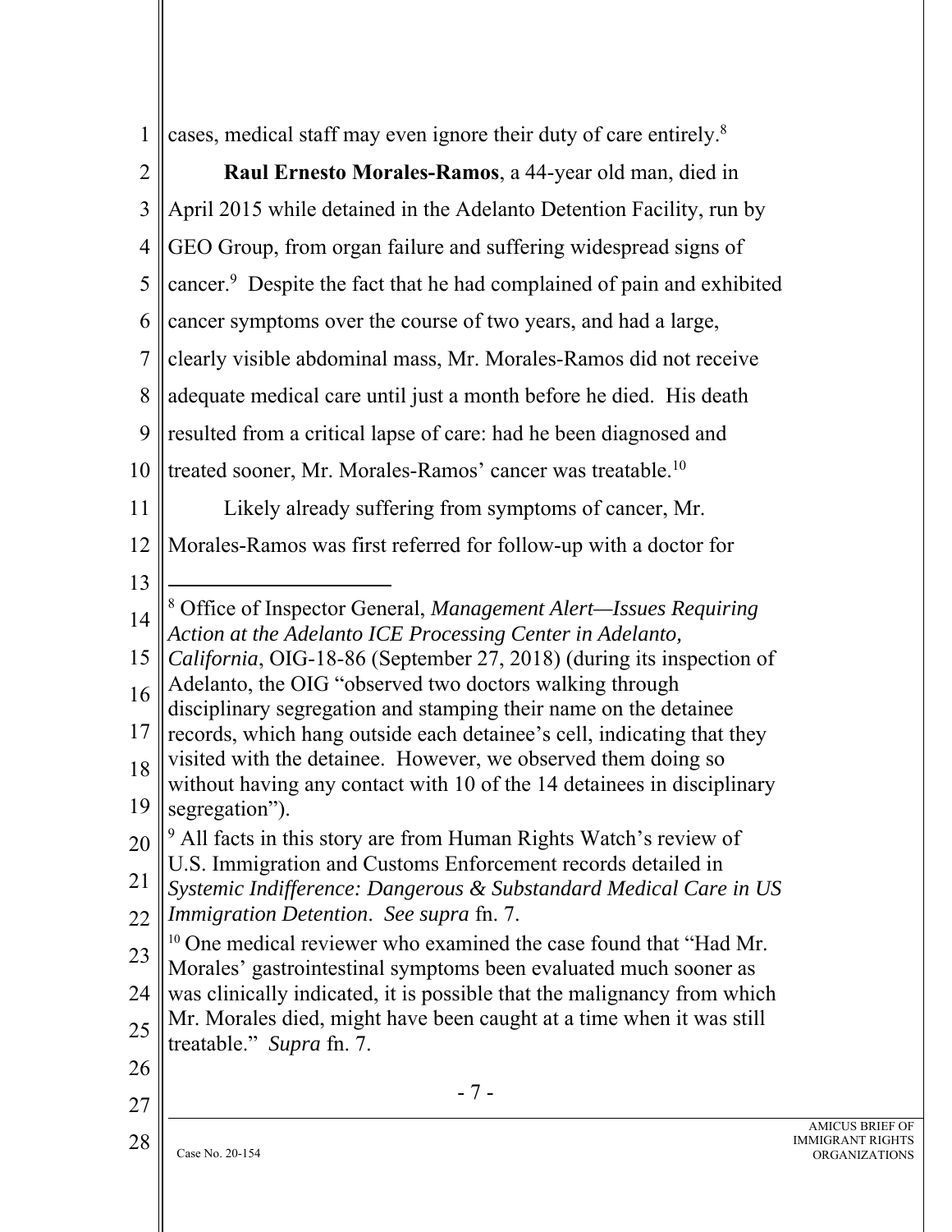cases, medical staff may even ignore their duty of care entirely.[8]

**Raul Ernesto Morales-Ramos**, a 44-year old man, died in April 2015 while detained in the Adelanto Detention Facility, run by GEO Group, from organ failure and suffering widespread signs of cancer.[9] Despite the fact that he had complained of pain and exhibited cancer symptoms over the course of two years, and had a large, clearly visible abdominal mass, Mr. Morales-Ramos did not receive adequate medical care until just a month before he died. His death resulted from a critical lapse of care: had he been diagnosed and treated sooner, Mr. Morales-Ramos' cancer was treatable.[10]

Likely already suffering from symptoms of cancer, Mr. Morales-Ramos was first referred for follow-up with a doctor for

---

[8] Office of Inspector General, *Management Alert—Issues Requiring Action at the Adelanto ICE Processing Center in Adelanto, California*, OIG-18-86 (September 27, 2018) (during its inspection of Adelanto, the OIG "observed two doctors walking through disciplinary segregation and stamping their name on the detainee records, which hang outside each detainee's cell, indicating that they visited with the detainee. However, we observed them doing so without having any contact with 10 of the 14 detainees in disciplinary segregation").

[9] All facts in this story are from Human Rights Watch's review of U.S. Immigration and Customs Enforcement records detailed in *Systemic Indifference: Dangerous & Substandard Medical Care in US Immigration Detention*. *See supra* fn. 7.

[10] One medical reviewer who examined the case found that "Had Mr. Morales' gastrointestinal symptoms been evaluated much sooner as was clinically indicated, it is possible that the malignancy from which Mr. Morales died, might have been caught at a time when it was still treatable." *Supra* fn. 7.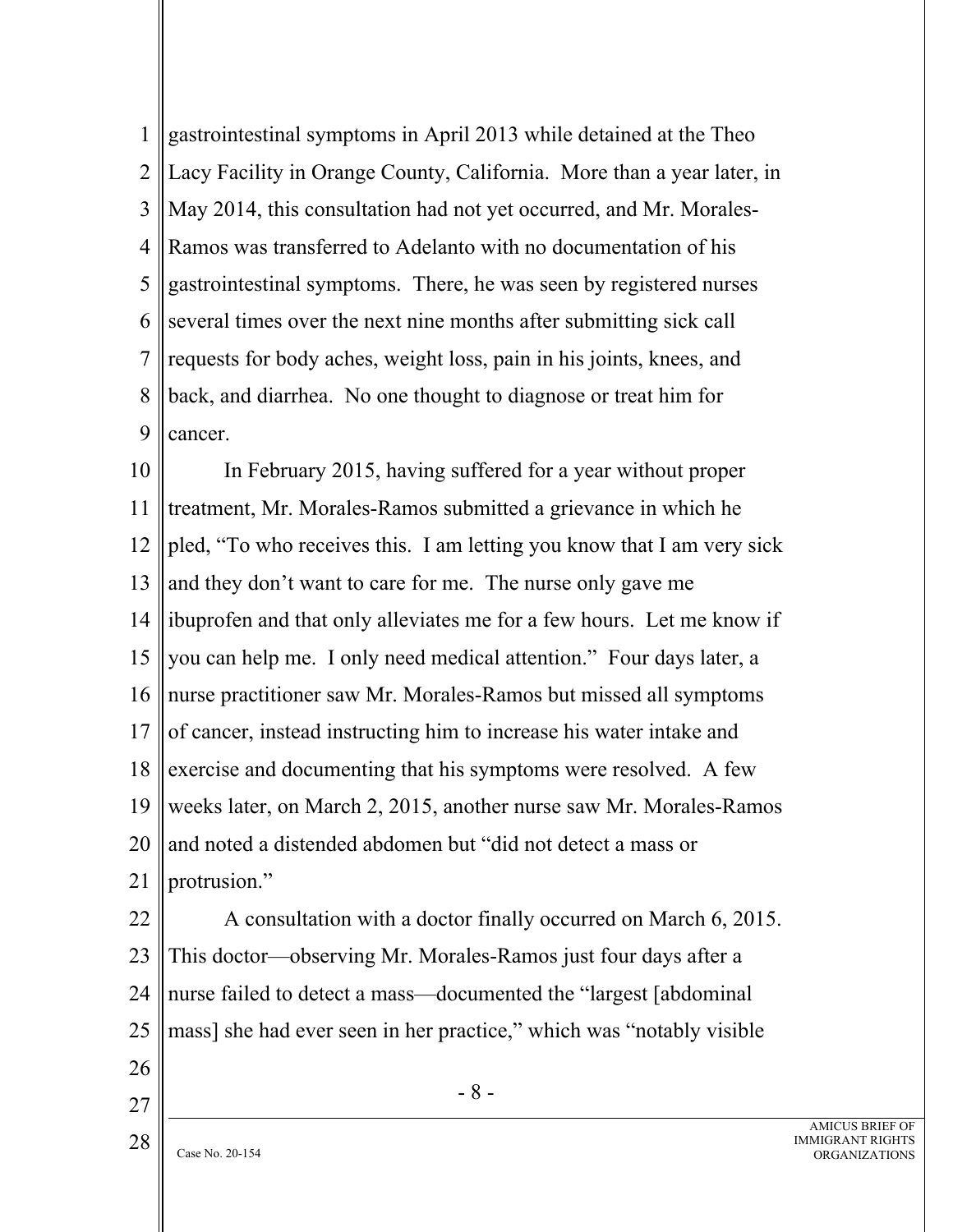gastrointestinal symptoms in April 2013 while detained at the Theo Lacy Facility in Orange County, California. More than a year later, in May 2014, this consultation had not yet occurred, and Mr. Morales-Ramos was transferred to Adelanto with no documentation of his gastrointestinal symptoms. There, he was seen by registered nurses several times over the next nine months after submitting sick call requests for body aches, weight loss, pain in his joints, knees, and back, and diarrhea. No one thought to diagnose or treat him for cancer.

In February 2015, having suffered for a year without proper treatment, Mr. Morales-Ramos submitted a grievance in which he pled, "To who receives this. I am letting you know that I am very sick and they don't want to care for me. The nurse only gave me ibuprofen and that only alleviates me for a few hours. Let me know if you can help me. I only need medical attention." Four days later, a nurse practitioner saw Mr. Morales-Ramos but missed all symptoms of cancer, instead instructing him to increase his water intake and exercise and documenting that his symptoms were resolved. A few weeks later, on March 2, 2015, another nurse saw Mr. Morales-Ramos and noted a distended abdomen but "did not detect a mass or protrusion."

A consultation with a doctor finally occurred on March 6, 2015. This doctor—observing Mr. Morales-Ramos just four days after a nurse failed to detect a mass—documented the "largest [abdominal mass] she had ever seen in her practice," which was "notably visible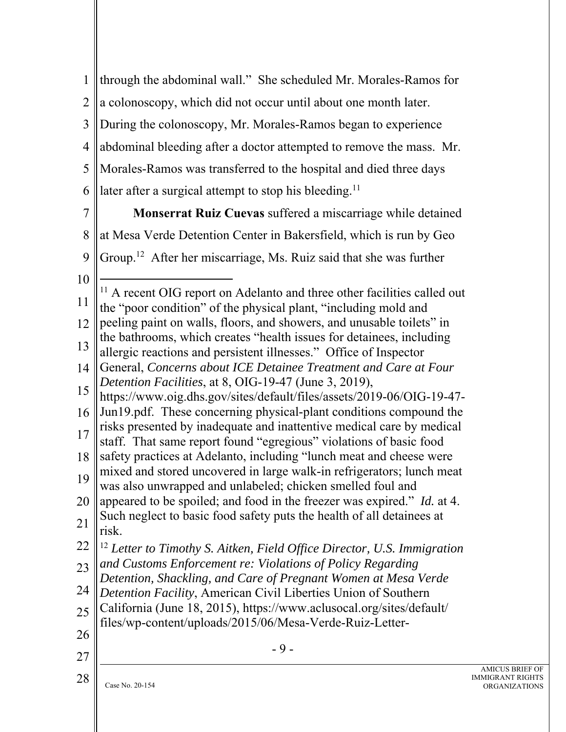through the abdominal wall." She scheduled Mr. Morales-Ramos for a colonoscopy, which did not occur until about one month later. During the colonoscopy, Mr. Morales-Ramos began to experience abdominal bleeding after a doctor attempted to remove the mass. Mr. Morales-Ramos was transferred to the hospital and died three days later after a surgical attempt to stop his bleeding.[11]

**Monserrat Ruiz Cuevas** suffered a miscarriage while detained at Mesa Verde Detention Center in Bakersfield, which is run by Geo Group.[12] After her miscarriage, Ms. Ruiz said that she was further

---

[11] A recent OIG report on Adelanto and three other facilities called out the "poor condition" of the physical plant, "including mold and peeling paint on walls, floors, and showers, and unusable toilets" in the bathrooms, which creates "health issues for detainees, including allergic reactions and persistent illnesses." Office of Inspector General, *Concerns about ICE Detainee Treatment and Care at Four Detention Facilities*, at 8, OIG-19-47 (June 3, 2019), https://www.oig.dhs.gov/sites/default/files/assets/2019-06/OIG-19-47-Jun19.pdf. These concerning physical-plant conditions compound the risks presented by inadequate and inattentive medical care by medical staff. That same report found "egregious" violations of basic food safety practices at Adelanto, including "lunch meat and cheese were mixed and stored uncovered in large walk-in refrigerators; lunch meat was also unwrapped and unlabeled; chicken smelled foul and appeared to be spoiled; and food in the freezer was expired." *Id.* at 4. Such neglect to basic food safety puts the health of all detainees at risk.

[12] *Letter to Timothy S. Aitken, Field Office Director, U.S. Immigration and Customs Enforcement re: Violations of Policy Regarding Detention, Shackling, and Care of Pregnant Women at Mesa Verde Detention Facility*, American Civil Liberties Union of Southern California (June 18, 2015), https://www.aclusocal.org/sites/default/files/wp-content/uploads/2015/06/Mesa-Verde-Ruiz-Letter-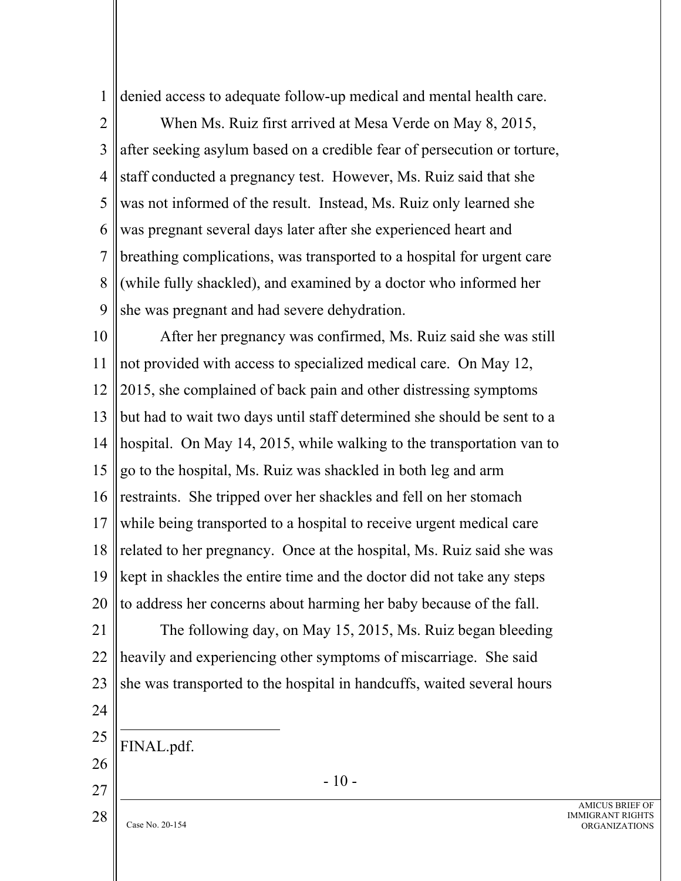denied access to adequate follow-up medical and mental health care.

When Ms. Ruiz first arrived at Mesa Verde on May 8, 2015, after seeking asylum based on a credible fear of persecution or torture, staff conducted a pregnancy test. However, Ms. Ruiz said that she was not informed of the result. Instead, Ms. Ruiz only learned she was pregnant several days later after she experienced heart and breathing complications, was transported to a hospital for urgent care (while fully shackled), and examined by a doctor who informed her she was pregnant and had severe dehydration.

After her pregnancy was confirmed, Ms. Ruiz said she was still not provided with access to specialized medical care. On May 12, 2015, she complained of back pain and other distressing symptoms but had to wait two days until staff determined she should be sent to a hospital. On May 14, 2015, while walking to the transportation van to go to the hospital, Ms. Ruiz was shackled in both leg and arm restraints. She tripped over her shackles and fell on her stomach while being transported to a hospital to receive urgent medical care related to her pregnancy. Once at the hospital, Ms. Ruiz said she was kept in shackles the entire time and the doctor did not take any steps to address her concerns about harming her baby because of the fall.

The following day, on May 15, 2015, Ms. Ruiz began bleeding heavily and experiencing other symptoms of miscarriage. She said she was transported to the hospital in handcuffs, waited several hours

---

FINAL.pdf.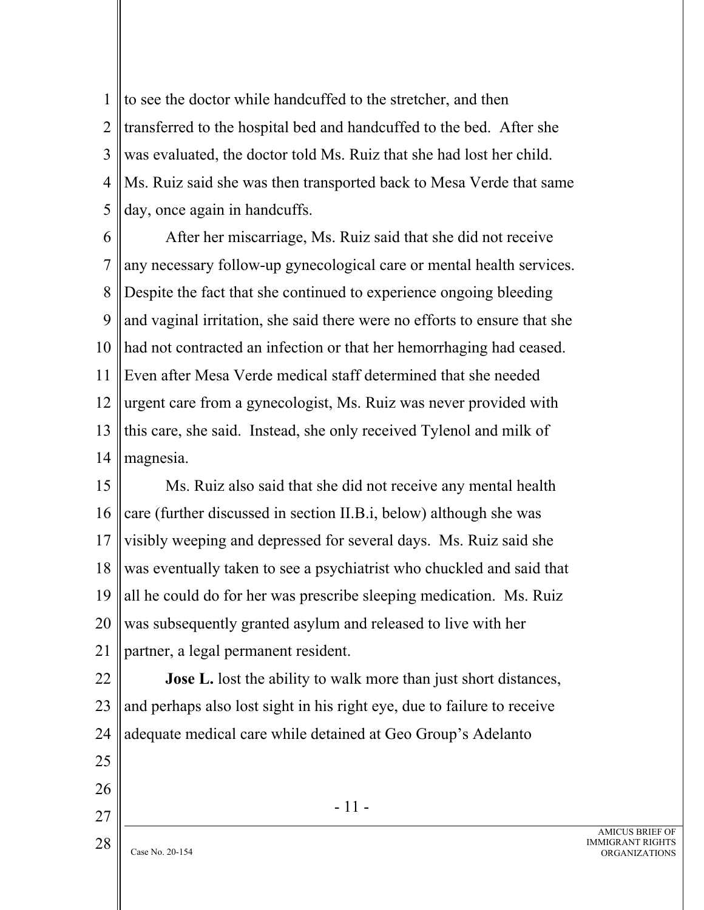to see the doctor while handcuffed to the stretcher, and then transferred to the hospital bed and handcuffed to the bed. After she was evaluated, the doctor told Ms. Ruiz that she had lost her child. Ms. Ruiz said she was then transported back to Mesa Verde that same day, once again in handcuffs.

After her miscarriage, Ms. Ruiz said that she did not receive any necessary follow-up gynecological care or mental health services. Despite the fact that she continued to experience ongoing bleeding and vaginal irritation, she said there were no efforts to ensure that she had not contracted an infection or that her hemorrhaging had ceased. Even after Mesa Verde medical staff determined that she needed urgent care from a gynecologist, Ms. Ruiz was never provided with this care, she said. Instead, she only received Tylenol and milk of magnesia.

Ms. Ruiz also said that she did not receive any mental health care (further discussed in section II.B.i, below) although she was visibly weeping and depressed for several days. Ms. Ruiz said she was eventually taken to see a psychiatrist who chuckled and said that all he could do for her was prescribe sleeping medication. Ms. Ruiz was subsequently granted asylum and released to live with her partner, a legal permanent resident.

**Jose L.** lost the ability to walk more than just short distances, and perhaps also lost sight in his right eye, due to failure to receive adequate medical care while detained at Geo Group's Adelanto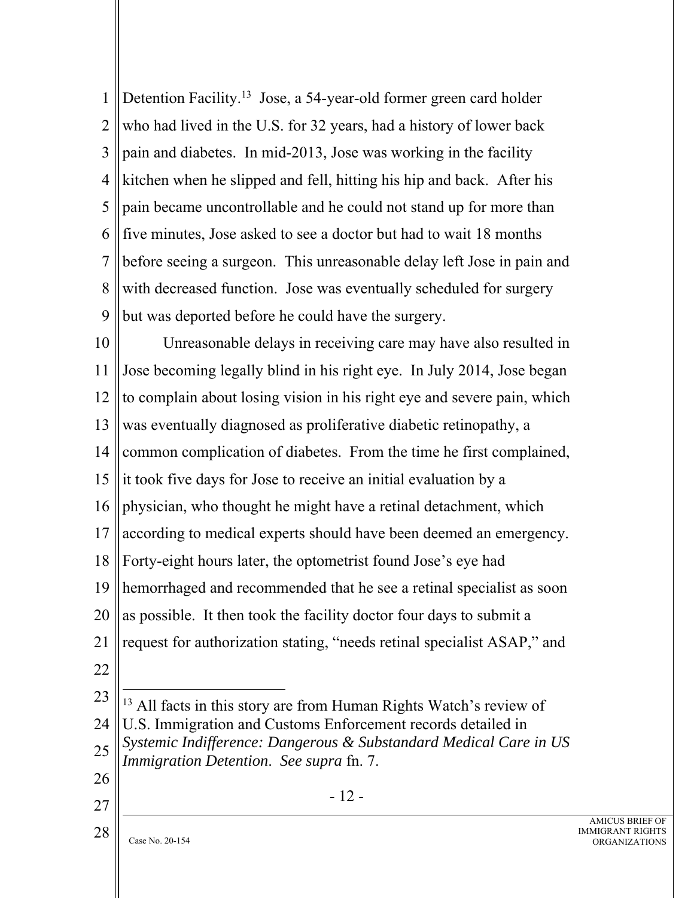Detention Facility.[13] Jose, a 54-year-old former green card holder who had lived in the U.S. for 32 years, had a history of lower back pain and diabetes. In mid-2013, Jose was working in the facility kitchen when he slipped and fell, hitting his hip and back. After his pain became uncontrollable and he could not stand up for more than five minutes, Jose asked to see a doctor but had to wait 18 months before seeing a surgeon. This unreasonable delay left Jose in pain and with decreased function. Jose was eventually scheduled for surgery but was deported before he could have the surgery.

Unreasonable delays in receiving care may have also resulted in Jose becoming legally blind in his right eye. In July 2014, Jose began to complain about losing vision in his right eye and severe pain, which was eventually diagnosed as proliferative diabetic retinopathy, a common complication of diabetes. From the time he first complained, it took five days for Jose to receive an initial evaluation by a physician, who thought he might have a retinal detachment, which according to medical experts should have been deemed an emergency. Forty-eight hours later, the optometrist found Jose's eye had hemorrhaged and recommended that he see a retinal specialist as soon as possible. It then took the facility doctor four days to submit a request for authorization stating, "needs retinal specialist ASAP," and

[13] All facts in this story are from Human Rights Watch's review of U.S. Immigration and Customs Enforcement records detailed in *Systemic Indifference: Dangerous & Substandard Medical Care in US Immigration Detention*. *See supra* fn. 7.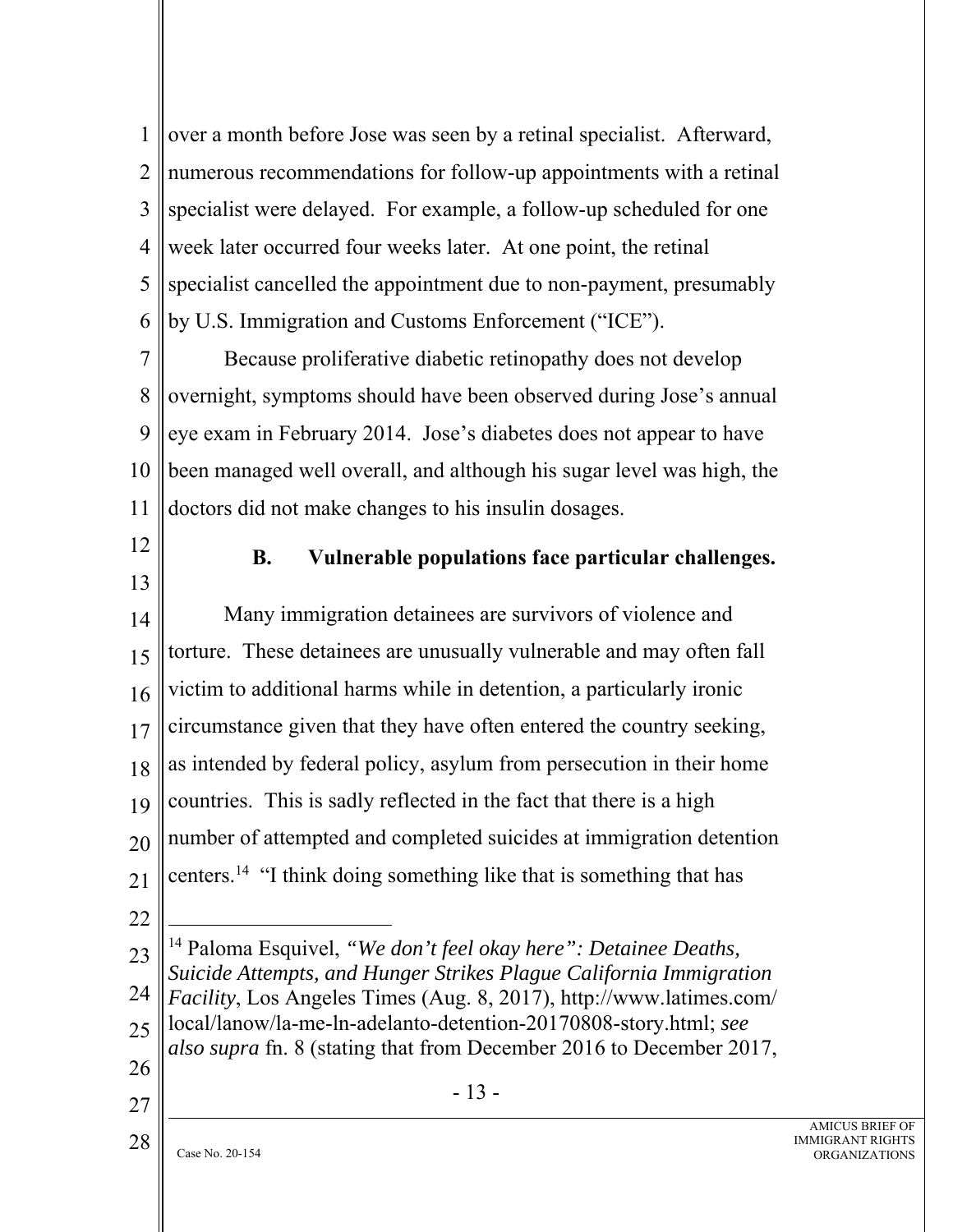over a month before Jose was seen by a retinal specialist. Afterward, numerous recommendations for follow-up appointments with a retinal specialist were delayed. For example, a follow-up scheduled for one week later occurred four weeks later. At one point, the retinal specialist cancelled the appointment due to non-payment, presumably by U.S. Immigration and Customs Enforcement ("ICE").

Because proliferative diabetic retinopathy does not develop overnight, symptoms should have been observed during Jose's annual eye exam in February 2014. Jose's diabetes does not appear to have been managed well overall, and although his sugar level was high, the doctors did not make changes to his insulin dosages.

### B. Vulnerable populations face particular challenges.

Many immigration detainees are survivors of violence and torture. These detainees are unusually vulnerable and may often fall victim to additional harms while in detention, a particularly ironic circumstance given that they have often entered the country seeking, as intended by federal policy, asylum from persecution in their home countries. This is sadly reflected in the fact that there is a high number of attempted and completed suicides at immigration detention centers.[14] "I think doing something like that is something that has

---

[14] Paloma Esquivel, *"We don't feel okay here": Detainee Deaths, Suicide Attempts, and Hunger Strikes Plague California Immigration Facility*, Los Angeles Times (Aug. 8, 2017), http://www.latimes.com/local/lanow/la-me-ln-adelanto-detention-20170808-story.html; *see also supra* fn. 8 (stating that from December 2016 to December 2017,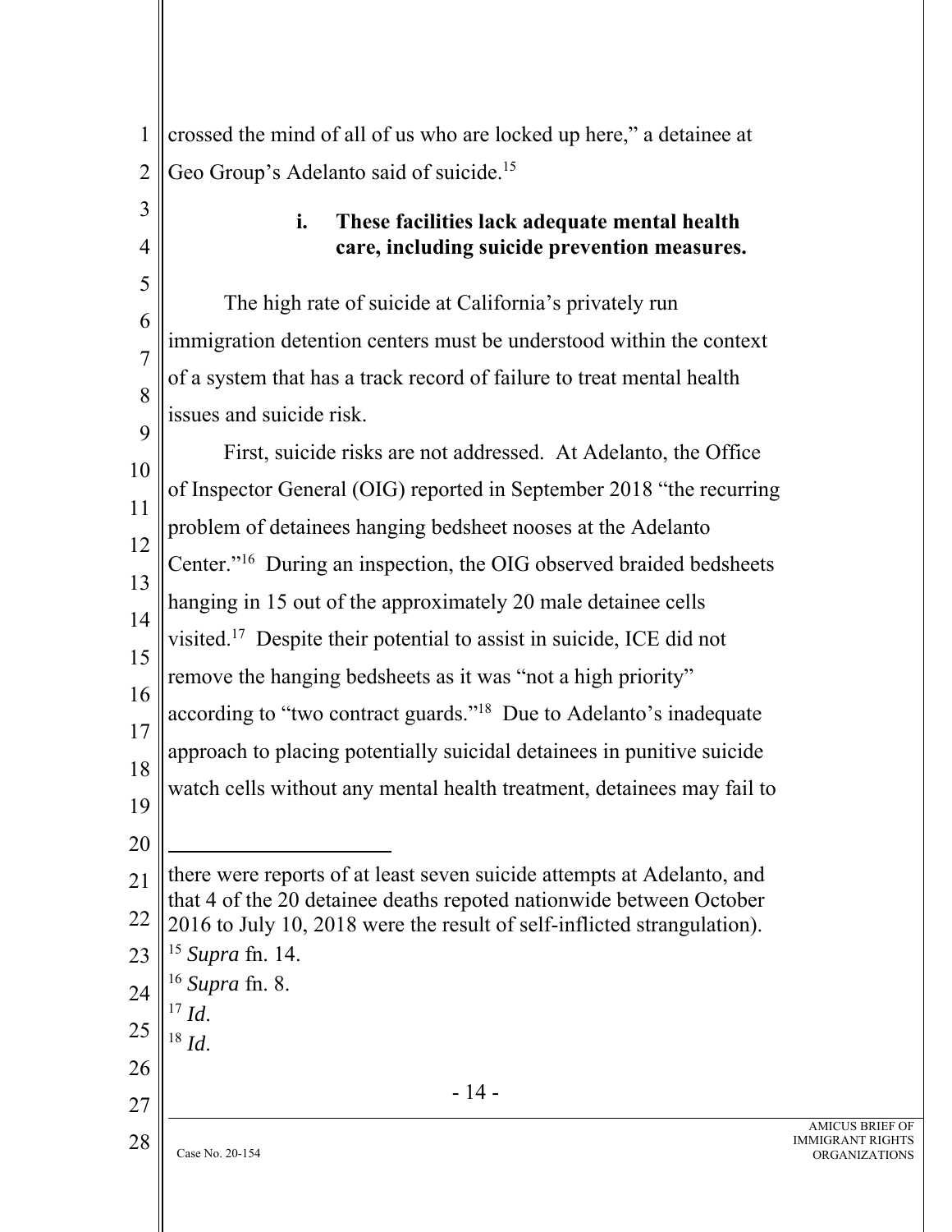crossed the mind of all of us who are locked up here," a detainee at Geo Group's Adelanto said of suicide.[15]

#### i. These facilities lack adequate mental health care, including suicide prevention measures.

The high rate of suicide at California's privately run immigration detention centers must be understood within the context of a system that has a track record of failure to treat mental health issues and suicide risk.

First, suicide risks are not addressed. At Adelanto, the Office of Inspector General (OIG) reported in September 2018 "the recurring problem of detainees hanging bedsheet nooses at the Adelanto Center."[16] During an inspection, the OIG observed braided bedsheets hanging in 15 out of the approximately 20 male detainee cells visited.[17] Despite their potential to assist in suicide, ICE did not remove the hanging bedsheets as it was "not a high priority" according to "two contract guards."[18] Due to Adelanto's inadequate approach to placing potentially suicidal detainees in punitive suicide watch cells without any mental health treatment, detainees may fail to

---

there were reports of at least seven suicide attempts at Adelanto, and that 4 of the 20 detainee deaths repoted nationwide between October 2016 to July 10, 2018 were the result of self-inflicted strangulation).

[15] *Supra* fn. 14.

[16] *Supra* fn. 8.

[17] *Id*.

[18] *Id*.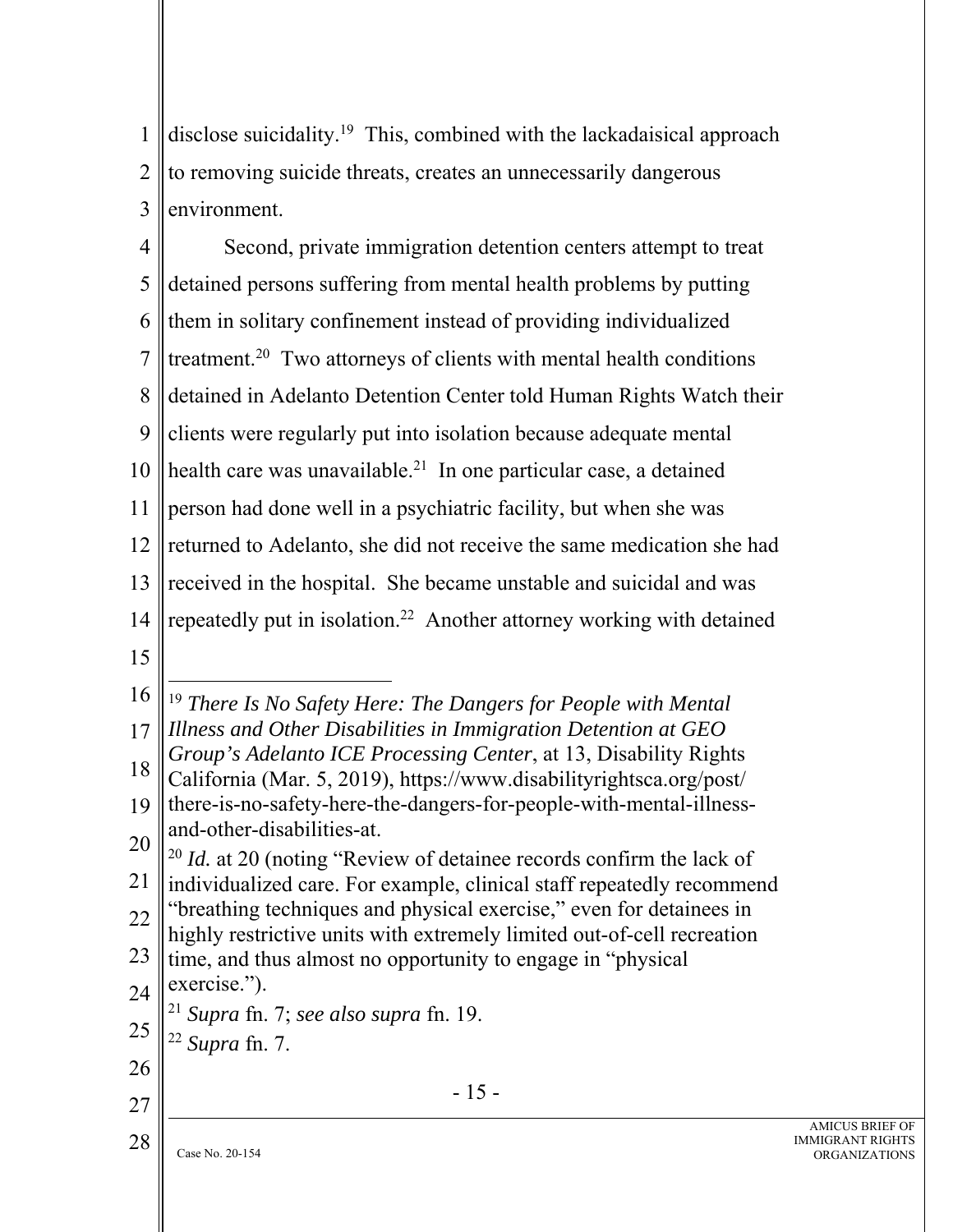disclose suicidality.[19] This, combined with the lackadaisical approach to removing suicide threats, creates an unnecessarily dangerous environment.

Second, private immigration detention centers attempt to treat detained persons suffering from mental health problems by putting them in solitary confinement instead of providing individualized treatment.[20] Two attorneys of clients with mental health conditions detained in Adelanto Detention Center told Human Rights Watch their clients were regularly put into isolation because adequate mental health care was unavailable.[21] In one particular case, a detained person had done well in a psychiatric facility, but when she was returned to Adelanto, she did not receive the same medication she had received in the hospital. She became unstable and suicidal and was repeatedly put in isolation.[22] Another attorney working with detained

---

[19] *There Is No Safety Here: The Dangers for People with Mental Illness and Other Disabilities in Immigration Detention at GEO Group's Adelanto ICE Processing Center*, at 13, Disability Rights California (Mar. 5, 2019), https://www.disabilityrightsca.org/post/there-is-no-safety-here-the-dangers-for-people-with-mental-illness-and-other-disabilities-at.

[20] *Id.* at 20 (noting "Review of detainee records confirm the lack of individualized care. For example, clinical staff repeatedly recommend "breathing techniques and physical exercise," even for detainees in highly restrictive units with extremely limited out-of-cell recreation time, and thus almost no opportunity to engage in "physical exercise.").

[21] *Supra* fn. 7; *see also supra* fn. 19.

[22] *Supra* fn. 7.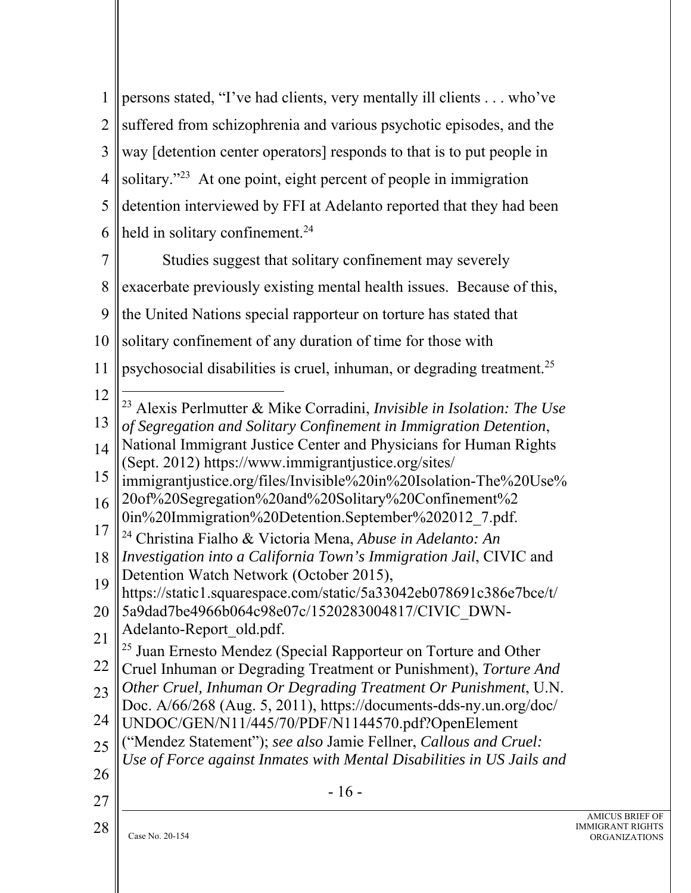persons stated, "I've had clients, very mentally ill clients . . . who've suffered from schizophrenia and various psychotic episodes, and the way [detention center operators] responds to that is to put people in solitary."[23] At one point, eight percent of people in immigration detention interviewed by FFI at Adelanto reported that they had been held in solitary confinement.[24]

Studies suggest that solitary confinement may severely exacerbate previously existing mental health issues. Because of this, the United Nations special rapporteur on torture has stated that solitary confinement of any duration of time for those with psychosocial disabilities is cruel, inhuman, or degrading treatment.[25]

---

[23] Alexis Perlmutter & Mike Corradini, *Invisible in Isolation: The Use of Segregation and Solitary Confinement in Immigration Detention*, National Immigrant Justice Center and Physicians for Human Rights (Sept. 2012) https://www.immigrantjustice.org/sites/immigrantjustice.org/files/Invisible%20in%20Isolation-The%20Use%20of%20Segregation%20and%20Solitary%20Confinement%20in%20Immigration%20Detention.September%202012_7.pdf.

[24] Christina Fialho & Victoria Mena, *Abuse in Adelanto: An Investigation into a California Town's Immigration Jail*, CIVIC and Detention Watch Network (October 2015), https://static1.squarespace.com/static/5a33042eb078691c386e7bce/t/5a9dad7be4966b064c98e07c/1520283004817/CIVIC_DWN-Adelanto-Report_old.pdf.

[25] Juan Ernesto Mendez (Special Rapporteur on Torture and Other Cruel Inhuman or Degrading Treatment or Punishment), *Torture And Other Cruel, Inhuman Or Degrading Treatment Or Punishment*, U.N. Doc. A/66/268 (Aug. 5, 2011), https://documents-dds-ny.un.org/doc/UNDOC/GEN/N11/445/70/PDF/N1144570.pdf?OpenElement ("Mendez Statement"); *see also* Jamie Fellner, *Callous and Cruel: Use of Force against Inmates with Mental Disabilities in US Jails and*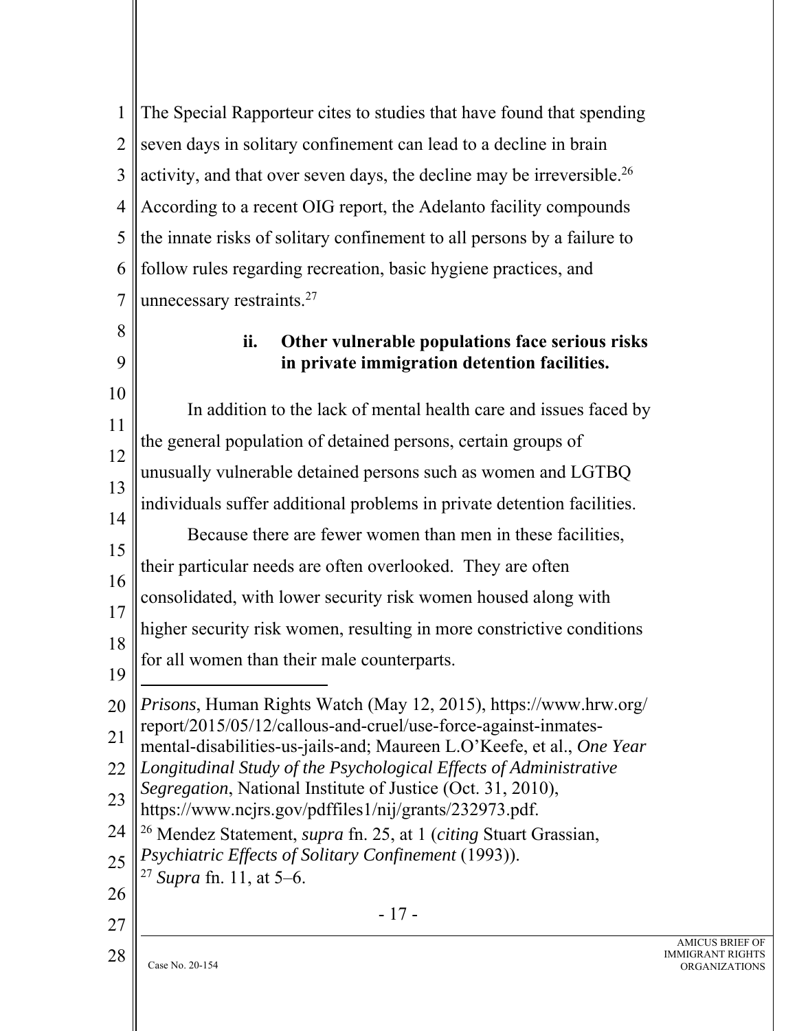The Special Rapporteur cites to studies that have found that spending seven days in solitary confinement can lead to a decline in brain activity, and that over seven days, the decline may be irreversible.[26] According to a recent OIG report, the Adelanto facility compounds the innate risks of solitary confinement to all persons by a failure to follow rules regarding recreation, basic hygiene practices, and unnecessary restraints.[27]

### ii. Other vulnerable populations face serious risks in private immigration detention facilities.

In addition to the lack of mental health care and issues faced by the general population of detained persons, certain groups of unusually vulnerable detained persons such as women and LGTBQ individuals suffer additional problems in private detention facilities.

Because there are fewer women than men in these facilities, their particular needs are often overlooked. They are often consolidated, with lower security risk women housed along with higher security risk women, resulting in more constrictive conditions for all women than their male counterparts.

---

*Prisons*, Human Rights Watch (May 12, 2015), https://www.hrw.org/report/2015/05/12/callous-and-cruel/use-force-against-inmates-mental-disabilities-us-jails-and; Maureen L.O'Keefe, et al., *One Year Longitudinal Study of the Psychological Effects of Administrative Segregation*, National Institute of Justice (Oct. 31, 2010), https://www.ncjrs.gov/pdffiles1/nij/grants/232973.pdf.

[26] Mendez Statement, *supra* fn. 25, at 1 (*citing* Stuart Grassian, *Psychiatric Effects of Solitary Confinement* (1993)).

[27] *Supra* fn. 11, at 5–6.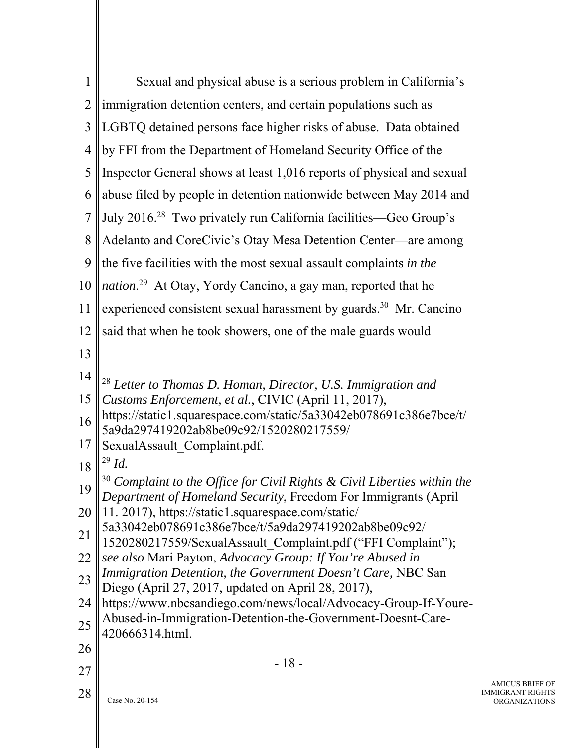Sexual and physical abuse is a serious problem in California's immigration detention centers, and certain populations such as LGBTQ detained persons face higher risks of abuse. Data obtained by FFI from the Department of Homeland Security Office of the Inspector General shows at least 1,016 reports of physical and sexual abuse filed by people in detention nationwide between May 2014 and July 2016.[28] Two privately run California facilities—Geo Group's Adelanto and CoreCivic's Otay Mesa Detention Center—are among the five facilities with the most sexual assault complaints *in the nation*.[29] At Otay, Yordy Cancino, a gay man, reported that he experienced consistent sexual harassment by guards.[30] Mr. Cancino said that when he took showers, one of the male guards would

---

[28] *Letter to Thomas D. Homan, Director, U.S. Immigration and Customs Enforcement, et al.*, CIVIC (April 11, 2017), https://static1.squarespace.com/static/5a33042eb078691c386e7bce/t/5a9da297419202ab8be09c92/1520280217559/SexualAssault_Complaint.pdf.

[29] *Id.*

[30] *Complaint to the Office for Civil Rights & Civil Liberties within the Department of Homeland Security*, Freedom For Immigrants (April 11. 2017), https://static1.squarespace.com/static/5a33042eb078691c386e7bce/t/5a9da297419202ab8be09c92/1520280217559/SexualAssault_Complaint.pdf ("FFI Complaint"); *see also* Mari Payton, *Advocacy Group: If You're Abused in Immigration Detention, the Government Doesn't Care,* NBC San Diego (April 27, 2017, updated on April 28, 2017), https://www.nbcsandiego.com/news/local/Advocacy-Group-If-Youre-Abused-in-Immigration-Detention-the-Government-Doesnt-Care-420666314.html.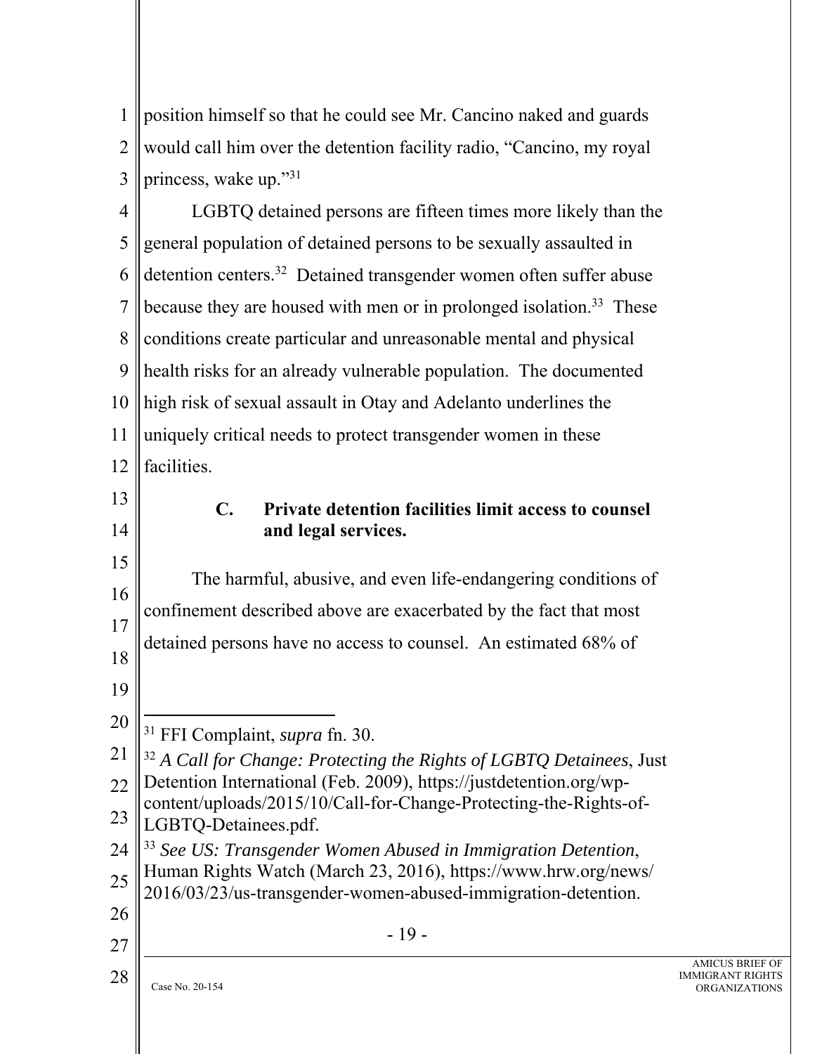position himself so that he could see Mr. Cancino naked and guards would call him over the detention facility radio, "Cancino, my royal princess, wake up."[31]

LGBTQ detained persons are fifteen times more likely than the general population of detained persons to be sexually assaulted in detention centers.[32] Detained transgender women often suffer abuse because they are housed with men or in prolonged isolation.[33] These conditions create particular and unreasonable mental and physical health risks for an already vulnerable population. The documented high risk of sexual assault in Otay and Adelanto underlines the uniquely critical needs to protect transgender women in these facilities.

### C. Private detention facilities limit access to counsel and legal services.

The harmful, abusive, and even life-endangering conditions of confinement described above are exacerbated by the fact that most detained persons have no access to counsel. An estimated 68% of

---

[31] FFI Complaint, *supra* fn. 30.

[32] *A Call for Change: Protecting the Rights of LGBTQ Detainees*, Just Detention International (Feb. 2009), https://justdetention.org/wp-content/uploads/2015/10/Call-for-Change-Protecting-the-Rights-of-LGBTQ-Detainees.pdf.

[33] *See US: Transgender Women Abused in Immigration Detention*, Human Rights Watch (March 23, 2016), https://www.hrw.org/news/2016/03/23/us-transgender-women-abused-immigration-detention.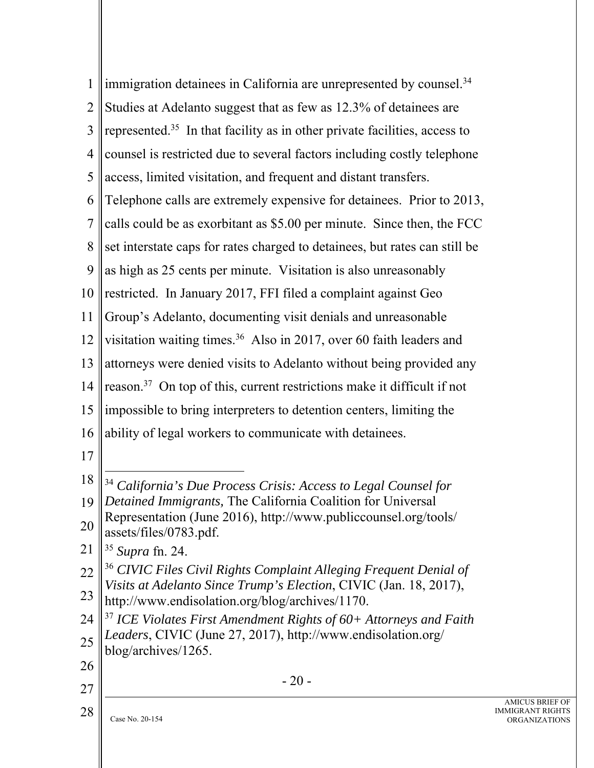immigration detainees in California are unrepresented by counsel.[34] Studies at Adelanto suggest that as few as 12.3% of detainees are represented.[35] In that facility as in other private facilities, access to counsel is restricted due to several factors including costly telephone access, limited visitation, and frequent and distant transfers. Telephone calls are extremely expensive for detainees. Prior to 2013, calls could be as exorbitant as $5.00 per minute. Since then, the FCC set interstate caps for rates charged to detainees, but rates can still be as high as 25 cents per minute. Visitation is also unreasonably restricted. In January 2017, FFI filed a complaint against Geo Group's Adelanto, documenting visit denials and unreasonable visitation waiting times.[36] Also in 2017, over 60 faith leaders and attorneys were denied visits to Adelanto without being provided any reason.[37] On top of this, current restrictions make it difficult if not impossible to bring interpreters to detention centers, limiting the ability of legal workers to communicate with detainees.

---

[34] *California's Due Process Crisis: Access to Legal Counsel for Detained Immigrants,* The California Coalition for Universal Representation (June 2016), http://www.publiccounsel.org/tools/assets/files/0783.pdf.

[35] *Supra* fn. 24.

[36] *CIVIC Files Civil Rights Complaint Alleging Frequent Denial of Visits at Adelanto Since Trump's Election*, CIVIC (Jan. 18, 2017), http://www.endisolation.org/blog/archives/1170.

[37] *ICE Violates First Amendment Rights of 60+ Attorneys and Faith Leaders*, CIVIC (June 27, 2017), http://www.endisolation.org/blog/archives/1265.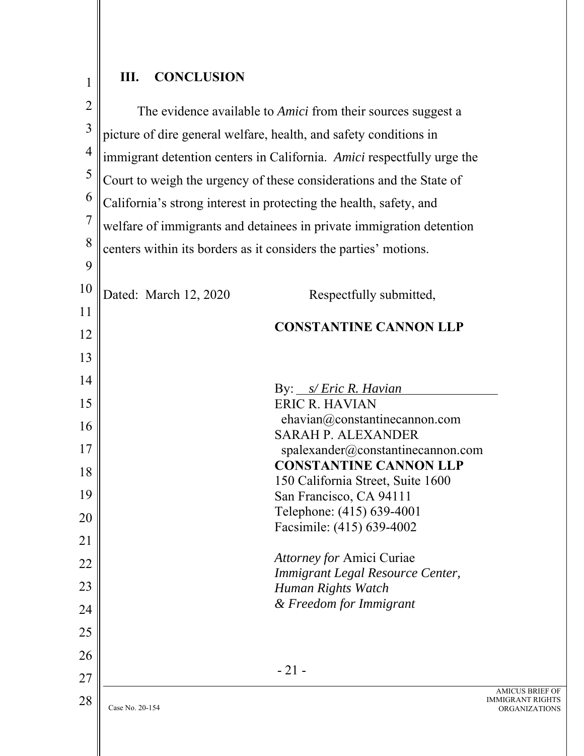## III. CONCLUSION

The evidence available to *Amici* from their sources suggest a picture of dire general welfare, health, and safety conditions in immigrant detention centers in California. *Amici* respectfully urge the Court to weigh the urgency of these considerations and the State of California's strong interest in protecting the health, safety, and welfare of immigrants and detainees in private immigration detention centers within its borders as it considers the parties' motions.

Dated: March 12, 2020

Respectfully submitted,

**CONSTANTINE CANNON LLP**

By: *s/ Eric R. Havian*
ERIC R. HAVIAN
ehavian@constantinecannon.com
SARAH P. ALEXANDER
spalexander@constantinecannon.com
**CONSTANTINE CANNON LLP**
150 California Street, Suite 1600
San Francisco, CA 94111
Telephone: (415) 639-4001
Facsimile: (415) 639-4002

*Attorney for* Amici Curiae
*Immigrant Legal Resource Center,*
*Human Rights Watch*
*& Freedom for Immigrant*